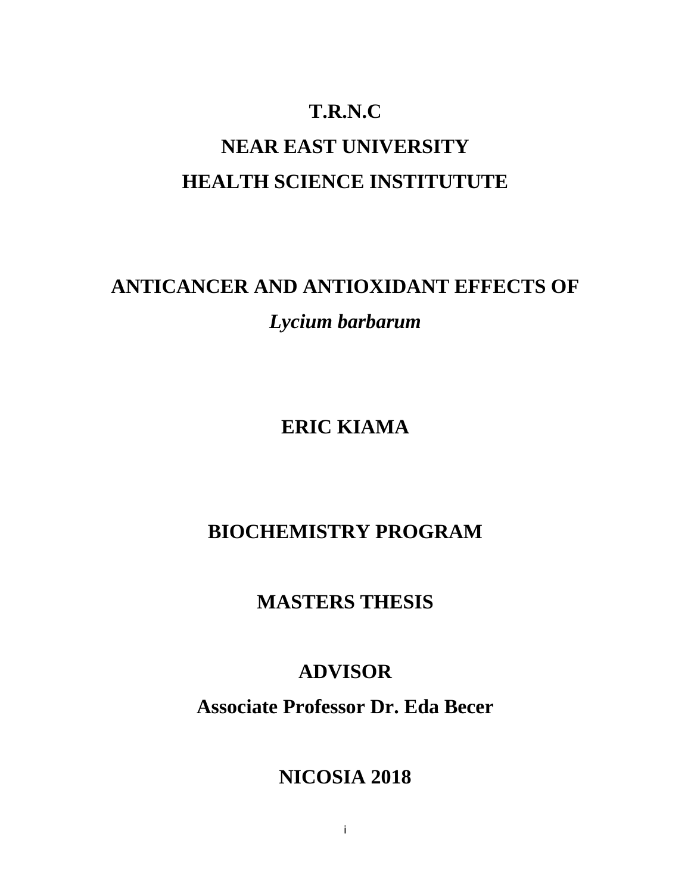**T.R.N.C**

**NEAR EAST UNIVERSITY**

**HEALTH SCIENCE INSTITUTUTE**

# ANTICANCER AND ANTIOXIDANT EFFECTS OF *Lycium barbarum*

**ERIC KIAMA**

**BIOCHEMISTRY PROGRAM**

**MASTERS THESIS**

**ADVISOR**

**Associate Professor Dr. Eda Becer**

**NICOSIA 2018**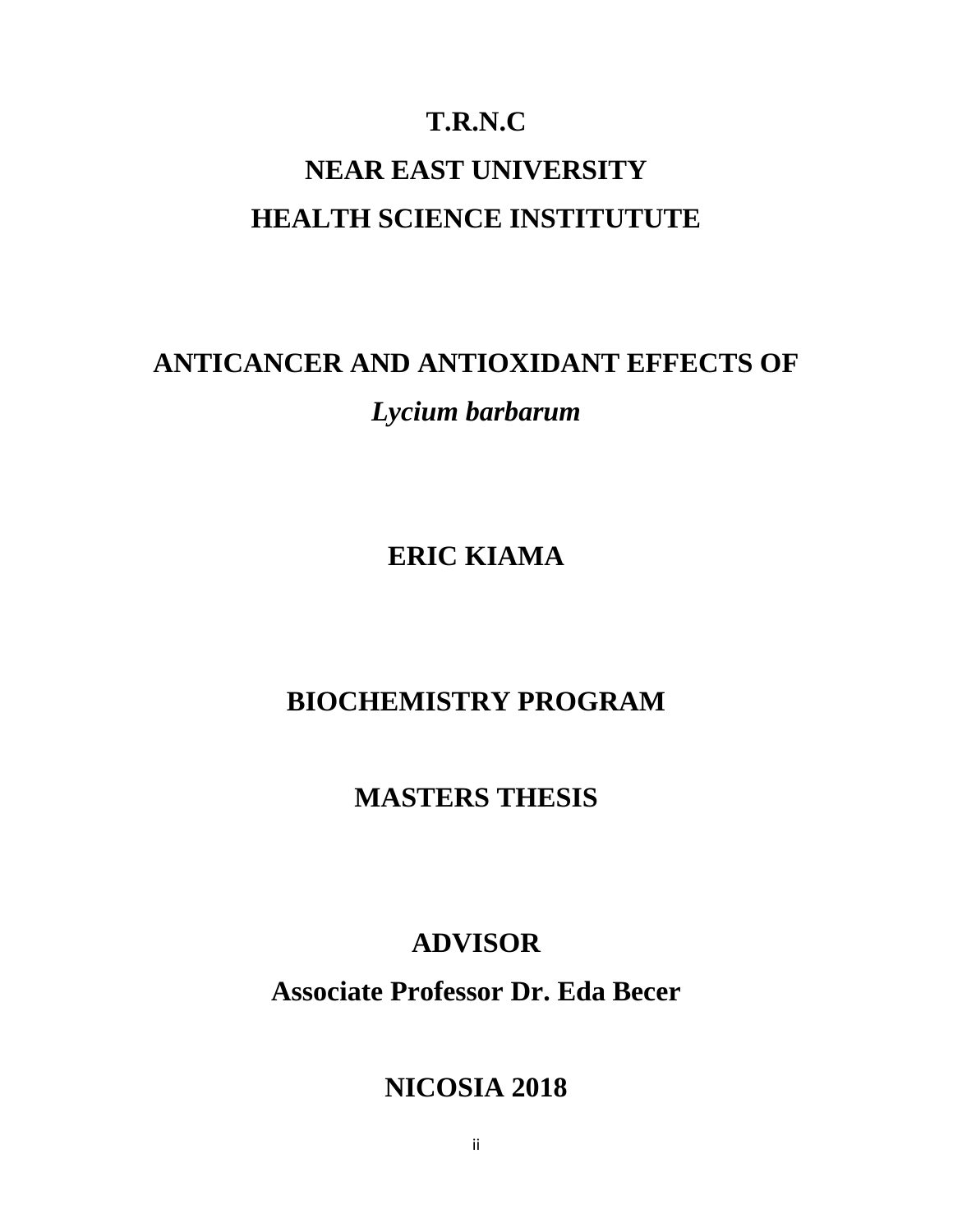**T.R.N.C**

**NEAR EAST UNIVERSITY**

**HEALTH SCIENCE INSTITUTUTE**

# ANTICANCER AND ANTIOXIDANT EFFECTS OF *Lycium barbarum*

**ERIC KIAMA**

**BIOCHEMISTRY PROGRAM**

**MASTERS THESIS**

**ADVISOR**

**Associate Professor Dr. Eda Becer**

**NICOSIA 2018**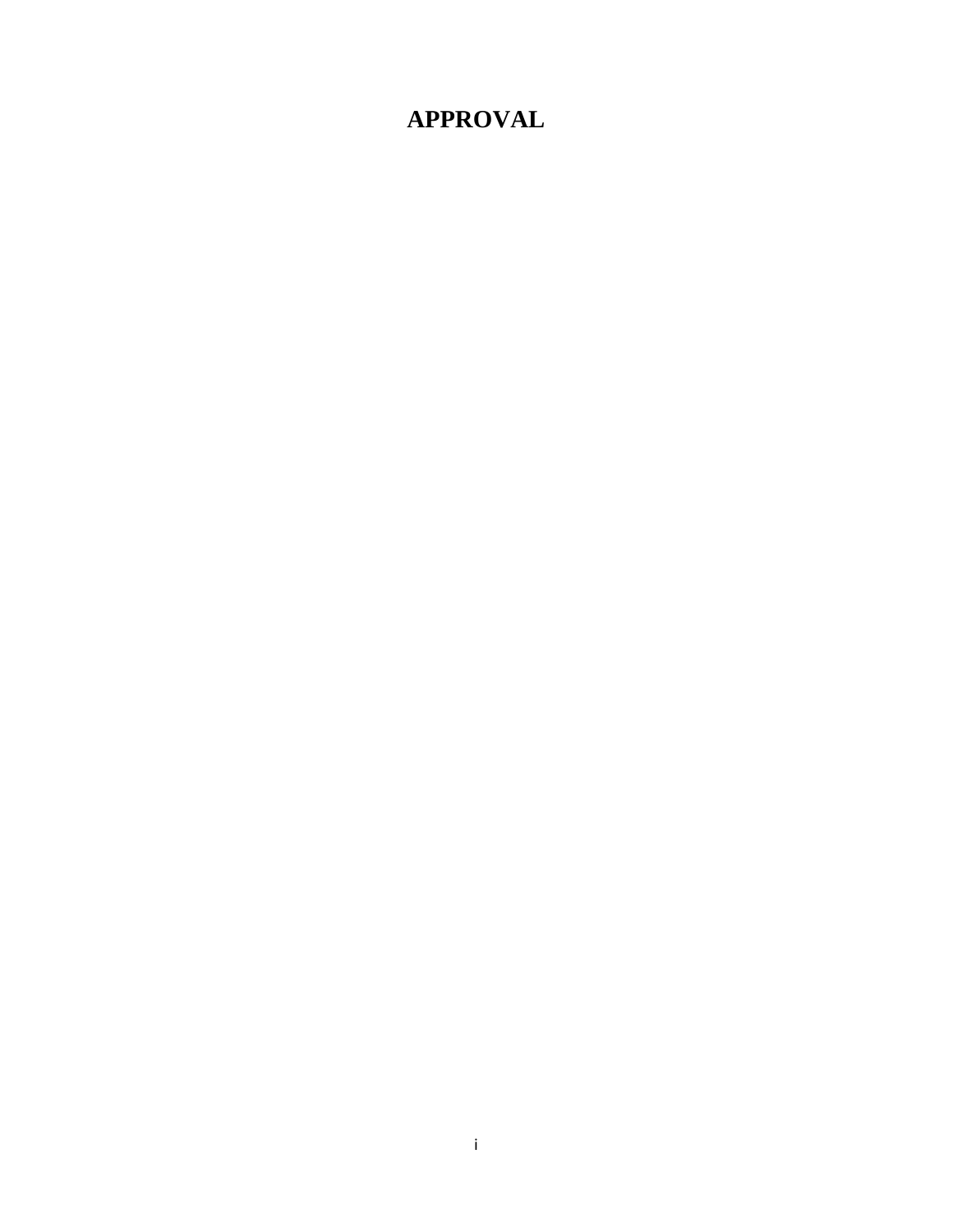# APPROVAL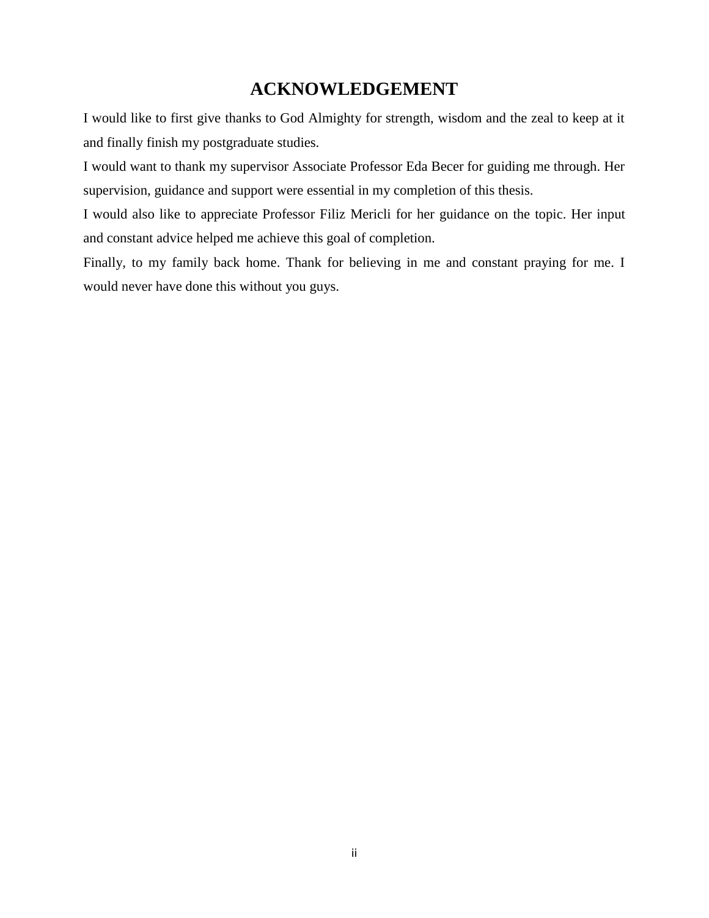# ACKNOWLEDGEMENT

I would like to first give thanks to God Almighty for strength, wisdom and the zeal to keep at it and finally finish my postgraduate studies.

I would want to thank my supervisor Associate Professor Eda Becer for guiding me through. Her supervision, guidance and support were essential in my completion of this thesis.

I would also like to appreciate Professor Filiz Mericli for her guidance on the topic. Her input and constant advice helped me achieve this goal of completion.

Finally, to my family back home. Thank for believing in me and constant praying for me. I would never have done this without you guys.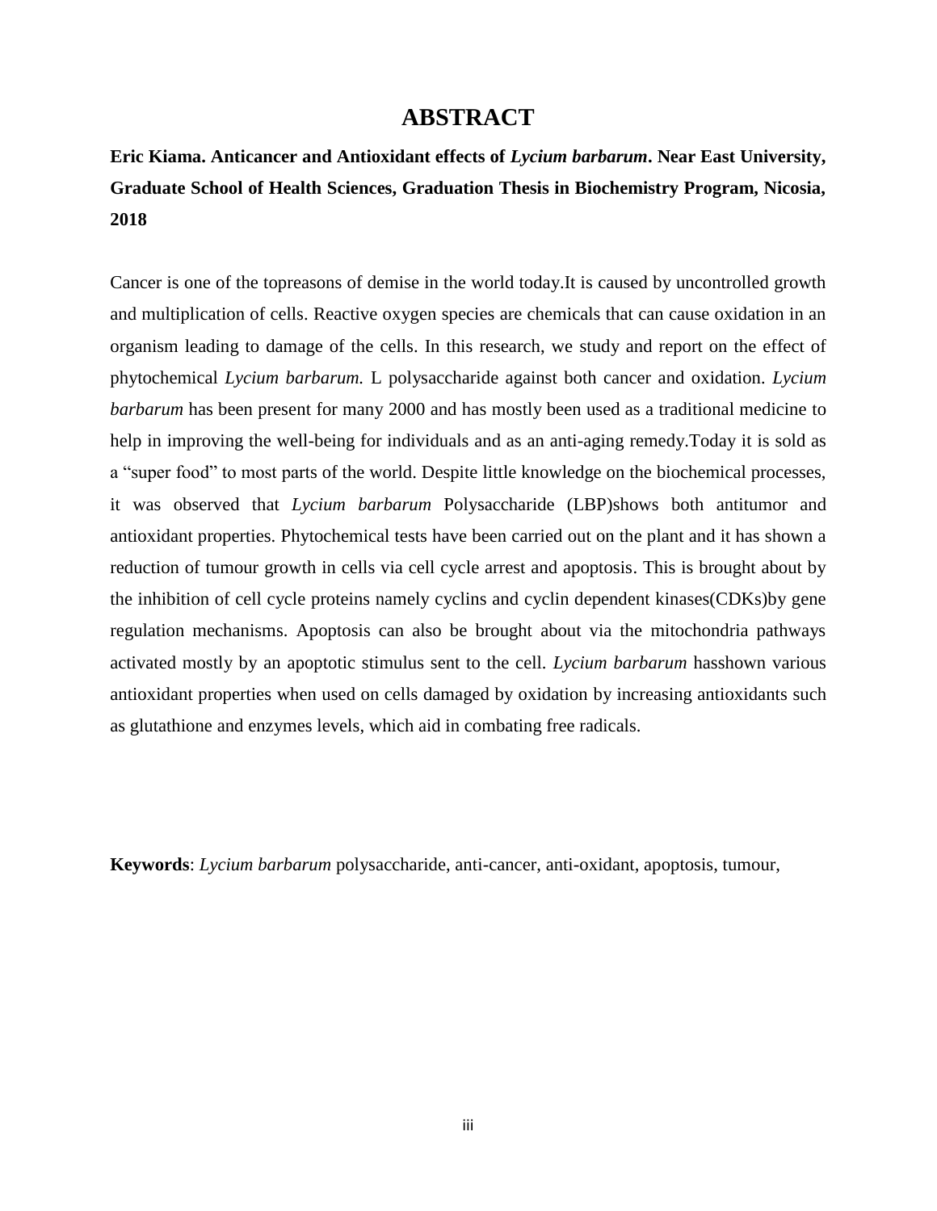# ABSTRACT

**Eric Kiama. Anticancer and Antioxidant effects of *Lycium barbarum*. Near East University, Graduate School of Health Sciences, Graduation Thesis in Biochemistry Program, Nicosia, 2018**

Cancer is one of the topreasons of demise in the world today.It is caused by uncontrolled growth and multiplication of cells. Reactive oxygen species are chemicals that can cause oxidation in an organism leading to damage of the cells. In this research, we study and report on the effect of phytochemical *Lycium barbarum.* L polysaccharide against both cancer and oxidation. *Lycium barbarum* has been present for many 2000 and has mostly been used as a traditional medicine to help in improving the well-being for individuals and as an anti-aging remedy.Today it is sold as a "super food" to most parts of the world. Despite little knowledge on the biochemical processes, it was observed that *Lycium barbarum* Polysaccharide (LBP)shows both antitumor and antioxidant properties. Phytochemical tests have been carried out on the plant and it has shown a reduction of tumour growth in cells via cell cycle arrest and apoptosis. This is brought about by the inhibition of cell cycle proteins namely cyclins and cyclin dependent kinases(CDKs)by gene regulation mechanisms. Apoptosis can also be brought about via the mitochondria pathways activated mostly by an apoptotic stimulus sent to the cell. *Lycium barbarum* hasshown various antioxidant properties when used on cells damaged by oxidation by increasing antioxidants such as glutathione and enzymes levels, which aid in combating free radicals.

**Keywords**: *Lycium barbarum* polysaccharide, anti-cancer, anti-oxidant, apoptosis, tumour,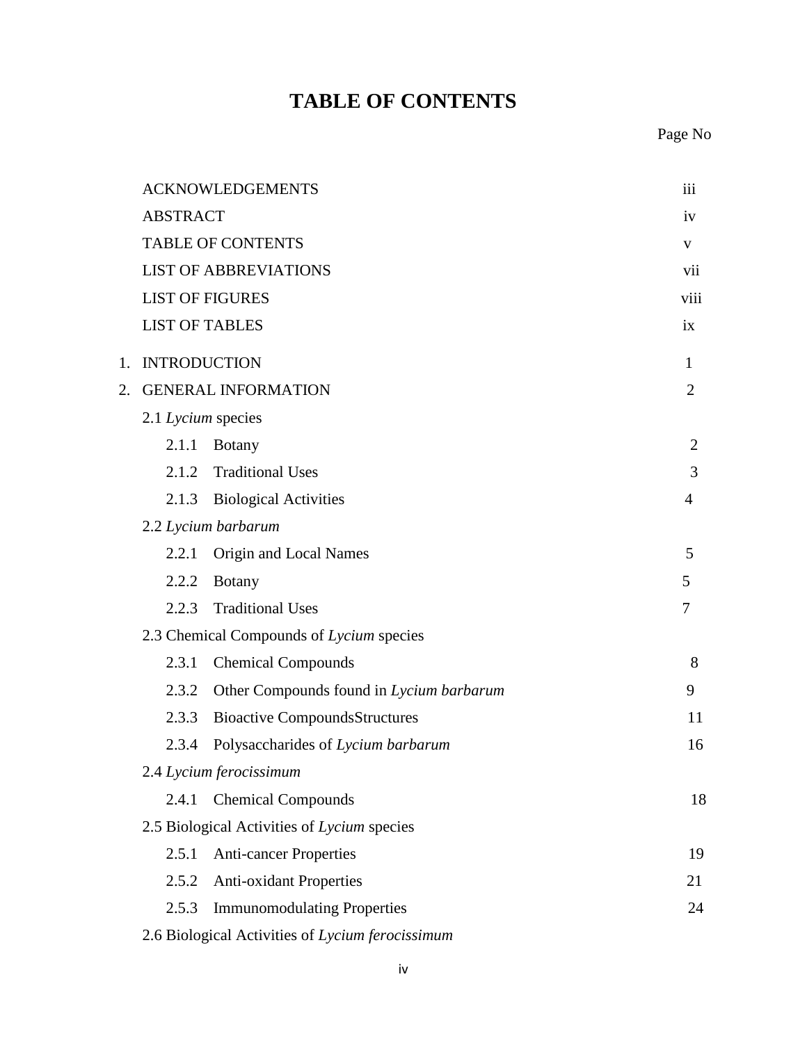# TABLE OF CONTENTS

| | | Page No |
|---|---|---|
| | ACKNOWLEDGEMENTS | iii |
| | ABSTRACT | iv |
| | TABLE OF CONTENTS | v |
| | LIST OF ABBREVIATIONS | vii |
| | LIST OF FIGURES | viii |
| | LIST OF TABLES | ix |
| 1. | INTRODUCTION | 1 |
| 2. | GENERAL INFORMATION | 2 |
| | 2.1 *Lycium* species | |
| | 2.1.1 Botany | 2 |
| | 2.1.2 Traditional Uses | 3 |
| | 2.1.3 Biological Activities | 4 |
| | 2.2 *Lycium barbarum* | |
| | 2.2.1 Origin and Local Names | 5 |
| | 2.2.2 Botany | 5 |
| | 2.2.3 Traditional Uses | 7 |
| | 2.3 Chemical Compounds of *Lycium* species | |
| | 2.3.1 Chemical Compounds | 8 |
| | 2.3.2 Other Compounds found in *Lycium barbarum* | 9 |
| | 2.3.3 Bioactive CompoundsStructures | 11 |
| | 2.3.4 Polysaccharides of *Lycium barbarum* | 16 |
| | 2.4 *Lycium ferocissimum* | |
| | 2.4.1 Chemical Compounds | 18 |
| | 2.5 Biological Activities of *Lycium* species | |
| | 2.5.1 Anti-cancer Properties | 19 |
| | 2.5.2 Anti-oxidant Properties | 21 |
| | 2.5.3 Immunomodulating Properties | 24 |
| | 2.6 Biological Activities of *Lycium ferocissimum* | |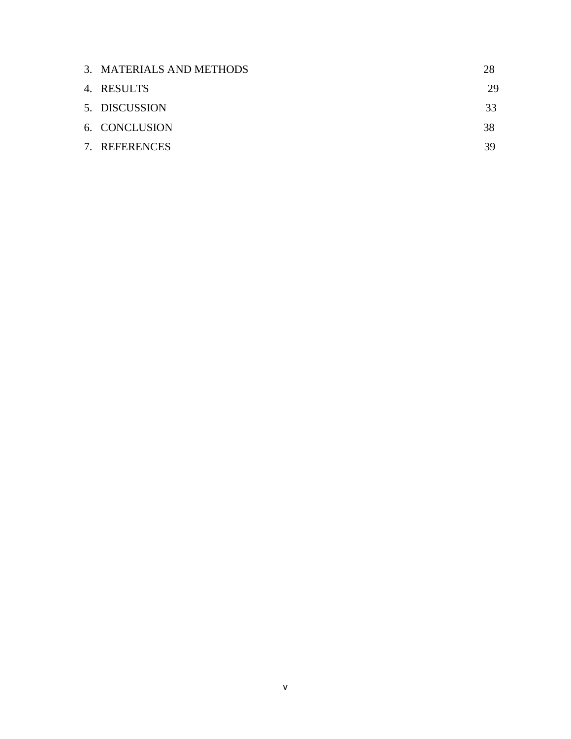| | |
|---|---|
| 3. MATERIALS AND METHODS | 28 |
| 4. RESULTS | 29 |
| 5. DISCUSSION | 33 |
| 6. CONCLUSION | 38 |
| 7. REFERENCES | 39 |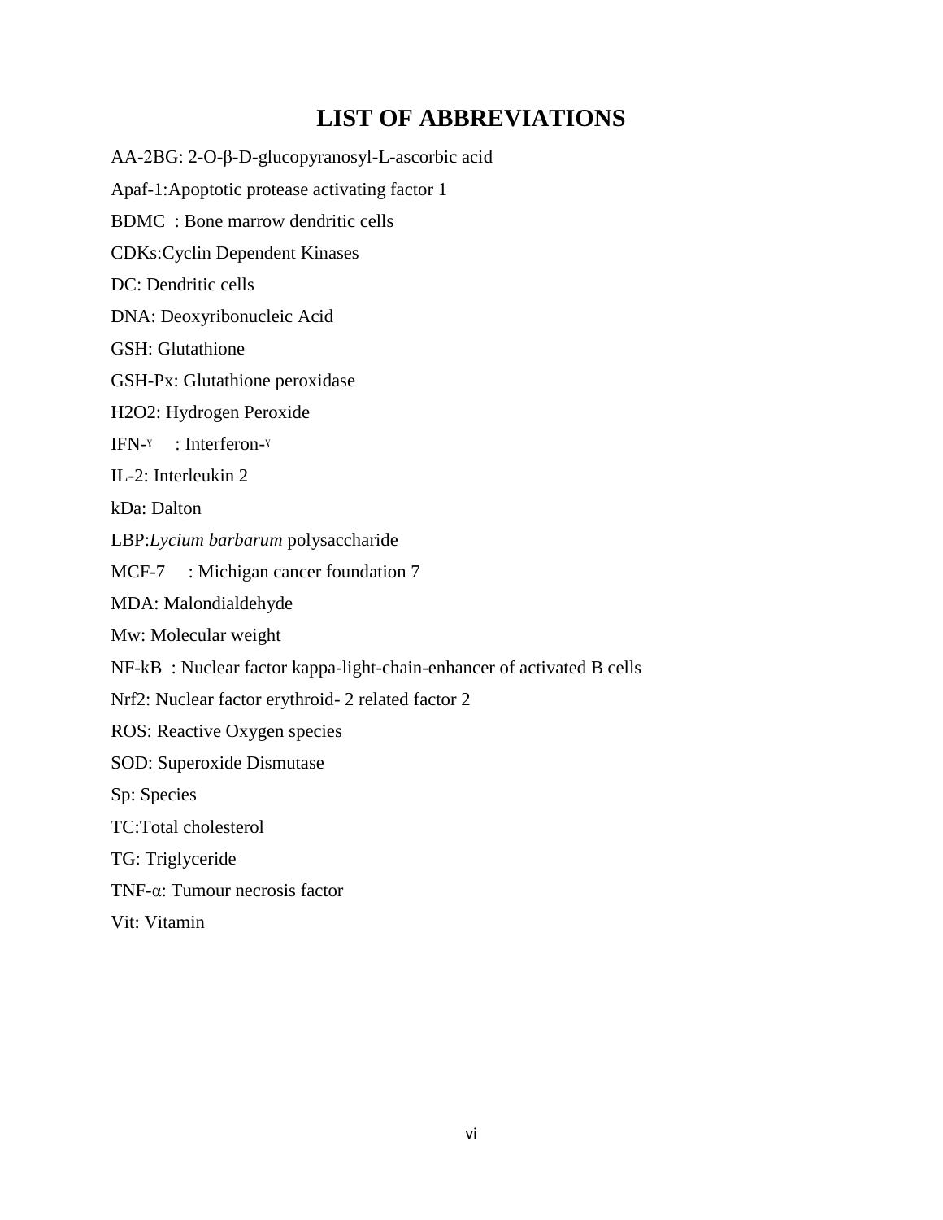# LIST OF ABBREVIATIONS

AA-2BG: 2-O-β-D-glucopyranosyl-L-ascorbic acid

Apaf-1:Apoptotic protease activating factor 1

BDMC : Bone marrow dendritic cells

CDKs:Cyclin Dependent Kinases

DC: Dendritic cells

DNA: Deoxyribonucleic Acid

GSH: Glutathione

GSH-Px: Glutathione peroxidase

$H_2O_2$: Hydrogen Peroxide

IFN-ɣ : Interferon-ɣ

IL-2: Interleukin 2

kDa: Dalton

LBP:*Lycium barbarum* polysaccharide

MCF-7 : Michigan cancer foundation 7

MDA: Malondialdehyde

Mw: Molecular weight

NF-kB : Nuclear factor kappa-light-chain-enhancer of activated B cells

Nrf2: Nuclear factor erythroid- 2 related factor 2

ROS: Reactive Oxygen species

SOD: Superoxide Dismutase

Sp: Species

TC:Total cholesterol

TG: Triglyceride

TNF-α: Tumour necrosis factor

Vit: Vitamin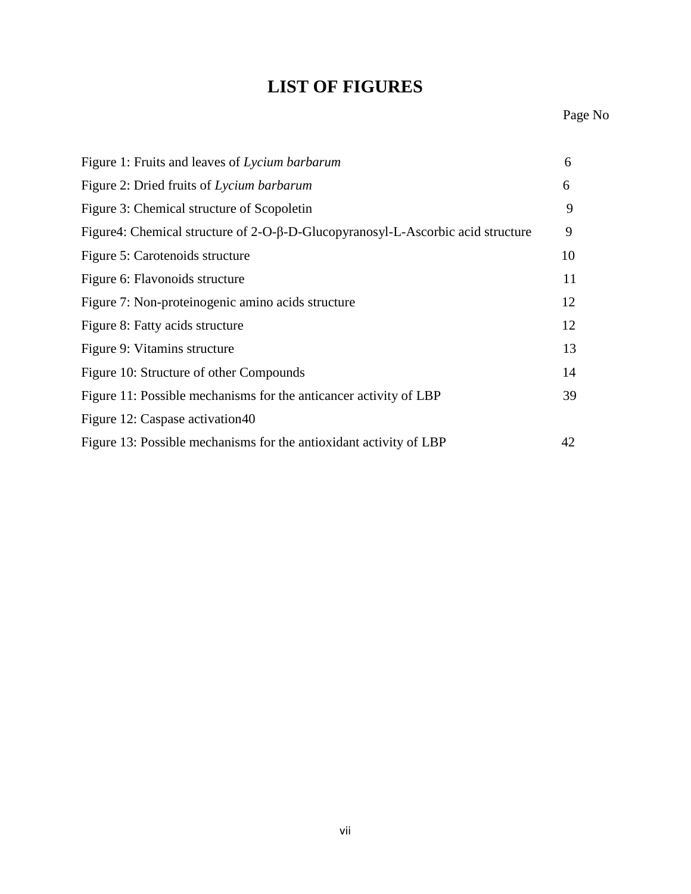# LIST OF FIGURES

| | Page No |
|---|---|
| Figure 1: Fruits and leaves of *Lycium barbarum* | 6 |
| Figure 2: Dried fruits of *Lycium barbarum* | 6 |
| Figure 3: Chemical structure of Scopoletin | 9 |
| Figure4: Chemical structure of 2-O-β-D-Glucopyranosyl-L-Ascorbic acid structure | 9 |
| Figure 5: Carotenoids structure | 10 |
| Figure 6: Flavonoids structure | 11 |
| Figure 7: Non-proteinogenic amino acids structure | 12 |
| Figure 8: Fatty acids structure | 12 |
| Figure 9: Vitamins structure | 13 |
| Figure 10: Structure of other Compounds | 14 |
| Figure 11: Possible mechanisms for the anticancer activity of LBP | 39 |
| Figure 12: Caspase activation40 | |
| Figure 13: Possible mechanisms for the antioxidant activity of LBP | 42 |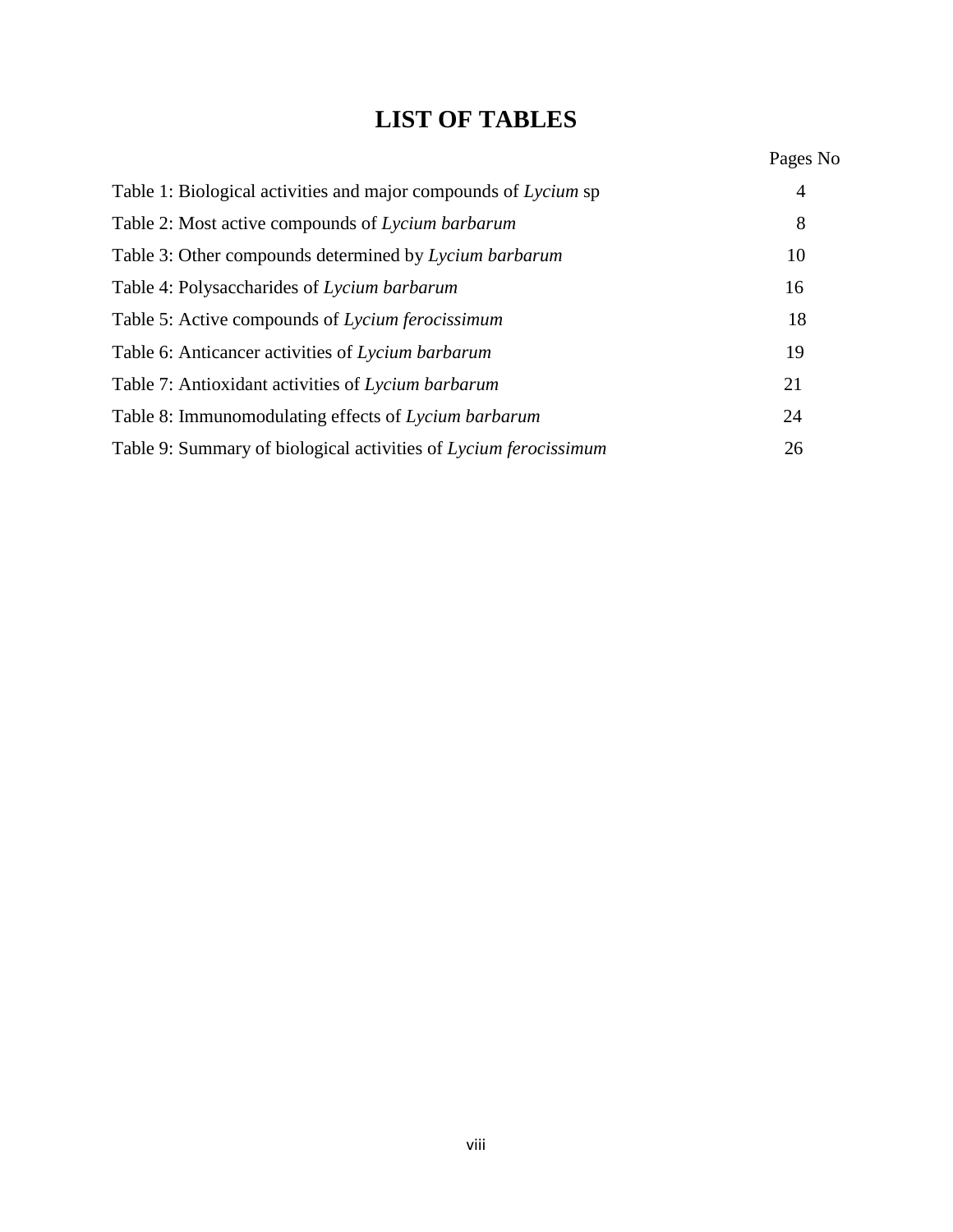# LIST OF TABLES

| | Pages No |
|---|---|
| Table 1: Biological activities and major compounds of *Lycium* sp | 4 |
| Table 2: Most active compounds of *Lycium barbarum* | 8 |
| Table 3: Other compounds determined by *Lycium barbarum* | 10 |
| Table 4: Polysaccharides of *Lycium barbarum* | 16 |
| Table 5: Active compounds of *Lycium ferocissimum* | 18 |
| Table 6: Anticancer activities of *Lycium barbarum* | 19 |
| Table 7: Antioxidant activities of *Lycium barbarum* | 21 |
| Table 8: Immunomodulating effects of *Lycium barbarum* | 24 |
| Table 9: Summary of biological activities of *Lycium ferocissimum* | 26 |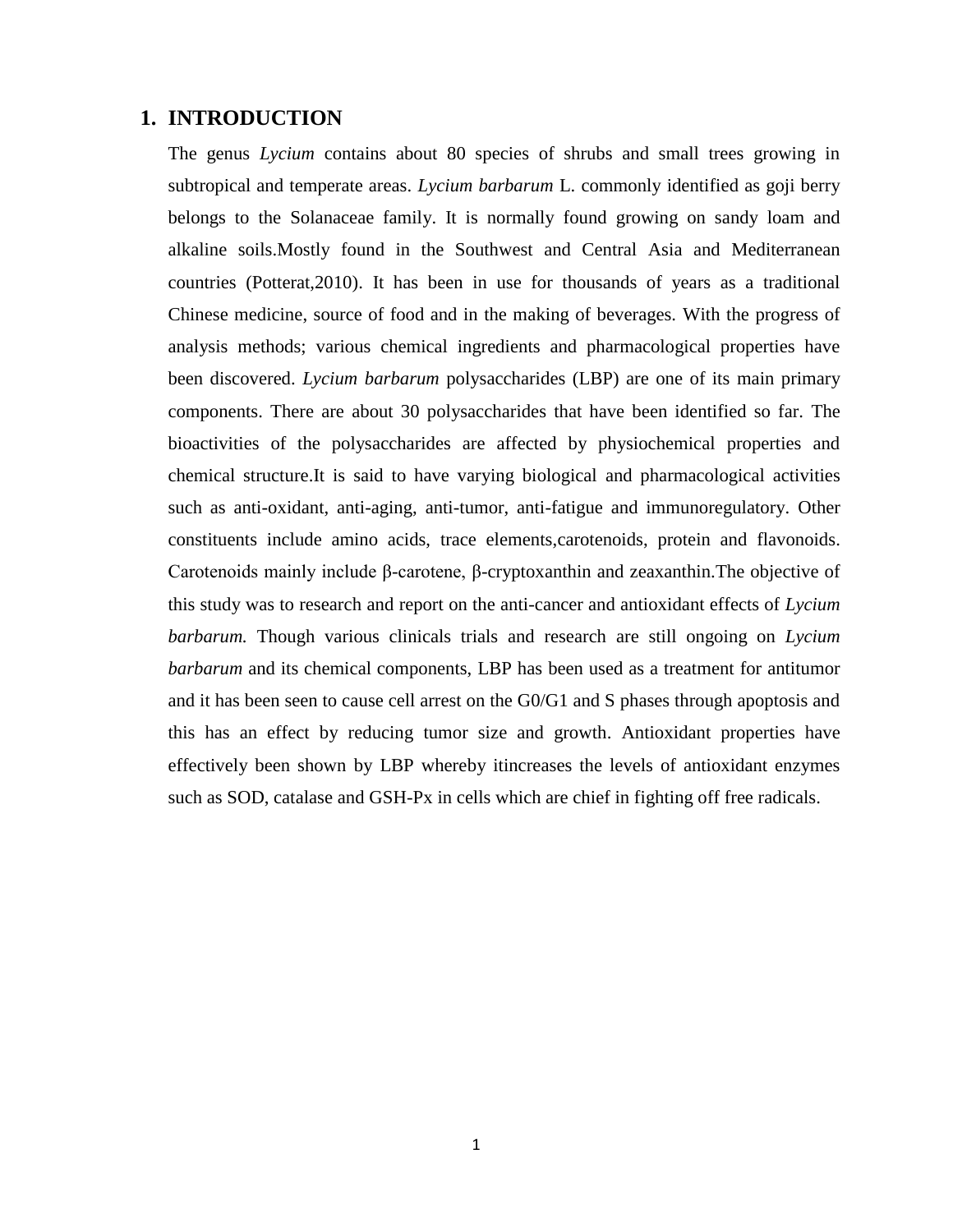# 1. INTRODUCTION

The genus *Lycium* contains about 80 species of shrubs and small trees growing in subtropical and temperate areas. *Lycium barbarum* L. commonly identified as goji berry belongs to the Solanaceae family. It is normally found growing on sandy loam and alkaline soils.Mostly found in the Southwest and Central Asia and Mediterranean countries (Potterat,2010). It has been in use for thousands of years as a traditional Chinese medicine, source of food and in the making of beverages. With the progress of analysis methods; various chemical ingredients and pharmacological properties have been discovered. *Lycium barbarum* polysaccharides (LBP) are one of its main primary components. There are about 30 polysaccharides that have been identified so far. The bioactivities of the polysaccharides are affected by physiochemical properties and chemical structure.It is said to have varying biological and pharmacological activities such as anti-oxidant, anti-aging, anti-tumor, anti-fatigue and immunoregulatory. Other constituents include amino acids, trace elements,carotenoids, protein and flavonoids. Carotenoids mainly include β-carotene, β-cryptoxanthin and zeaxanthin.The objective of this study was to research and report on the anti-cancer and antioxidant effects of *Lycium barbarum.* Though various clinicals trials and research are still ongoing on *Lycium barbarum* and its chemical components, LBP has been used as a treatment for antitumor and it has been seen to cause cell arrest on the G0/G1 and S phases through apoptosis and this has an effect by reducing tumor size and growth. Antioxidant properties have effectively been shown by LBP whereby itincreases the levels of antioxidant enzymes such as SOD, catalase and GSH-Px in cells which are chief in fighting off free radicals.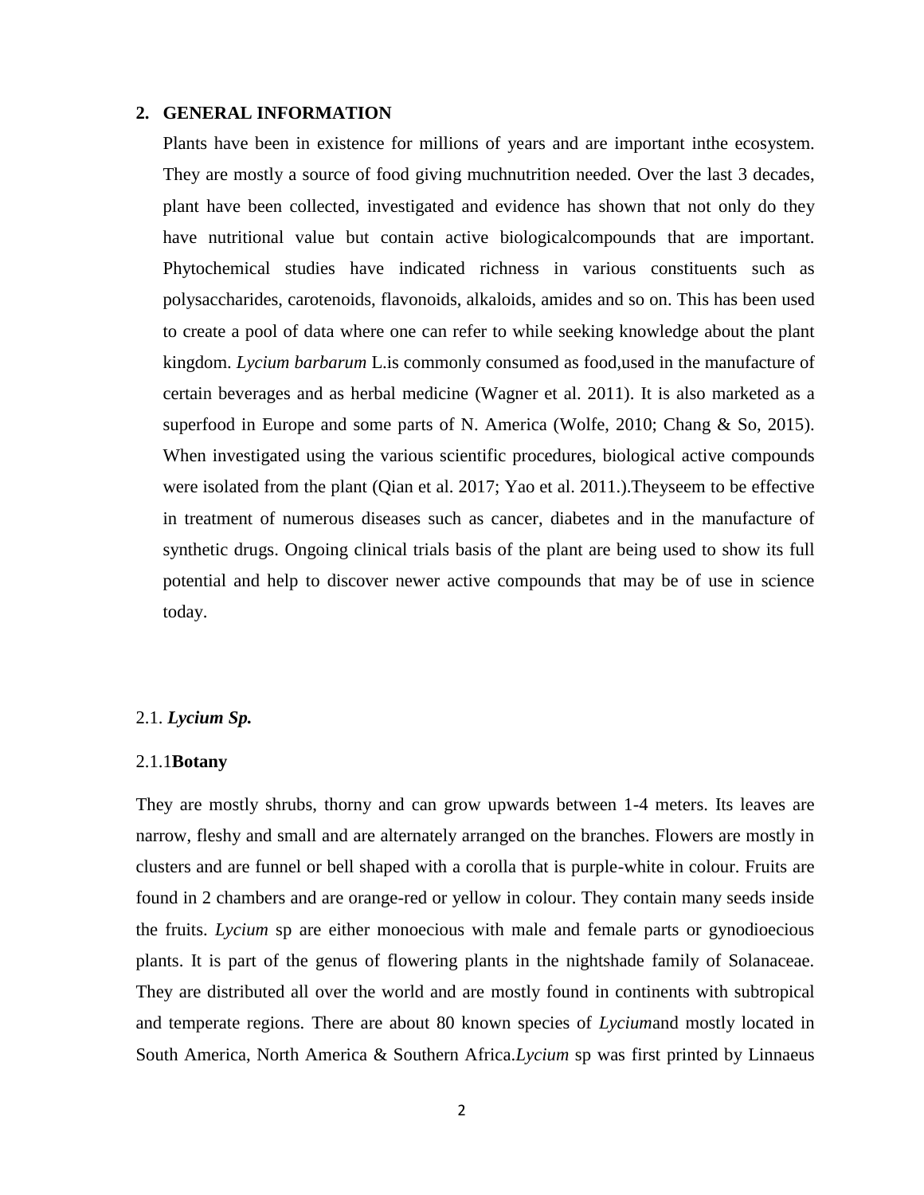## 2. GENERAL INFORMATION

Plants have been in existence for millions of years and are important inthe ecosystem. They are mostly a source of food giving muchnutrition needed. Over the last 3 decades, plant have been collected, investigated and evidence has shown that not only do they have nutritional value but contain active biologicalcompounds that are important. Phytochemical studies have indicated richness in various constituents such as polysaccharides, carotenoids, flavonoids, alkaloids, amides and so on. This has been used to create a pool of data where one can refer to while seeking knowledge about the plant kingdom. *Lycium barbarum* L.is commonly consumed as food,used in the manufacture of certain beverages and as herbal medicine (Wagner et al. 2011). It is also marketed as a superfood in Europe and some parts of N. America (Wolfe, 2010; Chang & So, 2015). When investigated using the various scientific procedures, biological active compounds were isolated from the plant (Qian et al. 2017; Yao et al. 2011.).Theyseem to be effective in treatment of numerous diseases such as cancer, diabetes and in the manufacture of synthetic drugs. Ongoing clinical trials basis of the plant are being used to show its full potential and help to discover newer active compounds that may be of use in science today.

### 2.1. *Lycium Sp.*

#### 2.1.1**Botany**

They are mostly shrubs, thorny and can grow upwards between 1-4 meters. Its leaves are narrow, fleshy and small and are alternately arranged on the branches. Flowers are mostly in clusters and are funnel or bell shaped with a corolla that is purple-white in colour. Fruits are found in 2 chambers and are orange-red or yellow in colour. They contain many seeds inside the fruits. *Lycium* sp are either monoecious with male and female parts or gynodioecious plants. It is part of the genus of flowering plants in the nightshade family of Solanaceae. They are distributed all over the world and are mostly found in continents with subtropical and temperate regions. There are about 80 known species of *Lycium*and mostly located in South America, North America & Southern Africa.*Lycium* sp was first printed by Linnaeus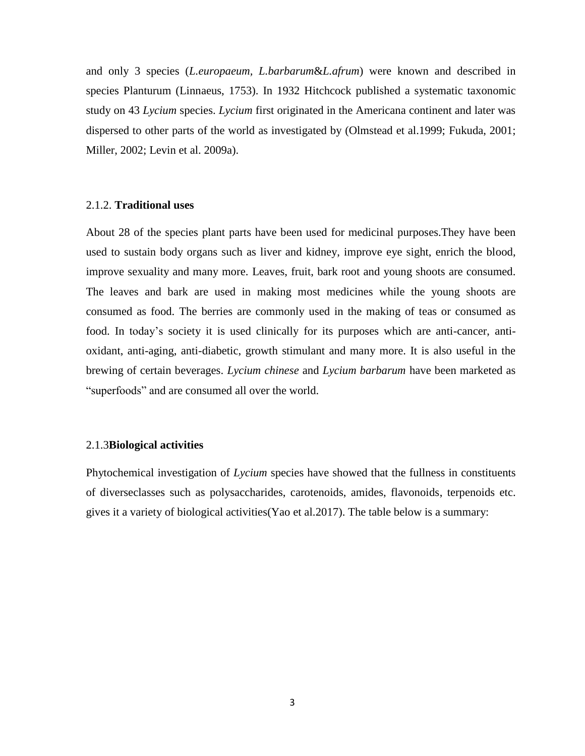and only 3 species (*L.europaeum, L.barbarum*&*L.afrum*) were known and described in species Planturum (Linnaeus, 1753). In 1932 Hitchcock published a systematic taxonomic study on 43 *Lycium* species. *Lycium* first originated in the Americana continent and later was dispersed to other parts of the world as investigated by (Olmstead et al.1999; Fukuda, 2001; Miller, 2002; Levin et al. 2009a).

### 2.1.2. **Traditional uses**

About 28 of the species plant parts have been used for medicinal purposes.They have been used to sustain body organs such as liver and kidney, improve eye sight, enrich the blood, improve sexuality and many more. Leaves, fruit, bark root and young shoots are consumed. The leaves and bark are used in making most medicines while the young shoots are consumed as food. The berries are commonly used in the making of teas or consumed as food. In today's society it is used clinically for its purposes which are anti-cancer, anti-oxidant, anti-aging, anti-diabetic, growth stimulant and many more. It is also useful in the brewing of certain beverages. *Lycium chinese* and *Lycium barbarum* have been marketed as "superfoods" and are consumed all over the world.

### 2.1.3**Biological activities**

Phytochemical investigation of *Lycium* species have showed that the fullness in constituents of diverseclasses such as polysaccharides, carotenoids, amides, flavonoids, terpenoids etc. gives it a variety of biological activities(Yao et al.2017). The table below is a summary: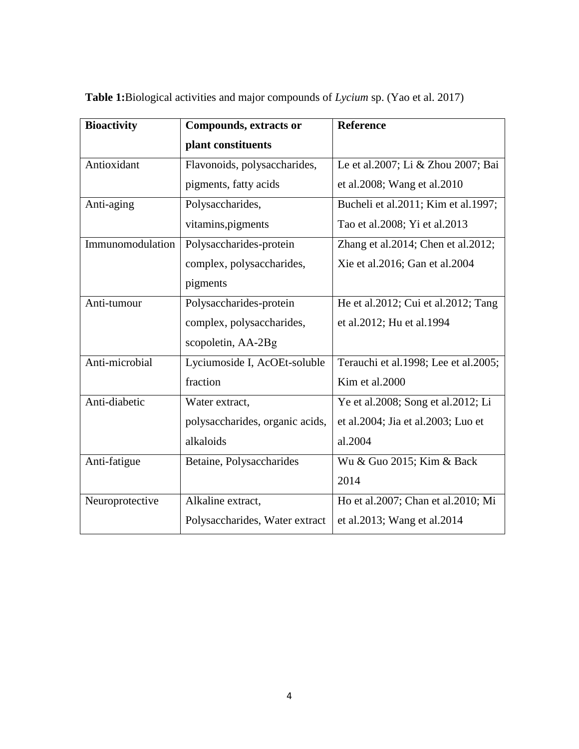**Table 1:**Biological activities and major compounds of *Lycium* sp. (Yao et al. 2017)

| **Bioactivity** | **Compounds, extracts or plant constituents** | **Reference** |
|---|---|---|
| Antioxidant | Flavonoids, polysaccharides, pigments, fatty acids | Le et al.2007; Li & Zhou 2007; Bai et al.2008; Wang et al.2010 |
| Anti-aging | Polysaccharides, vitamins,pigments | Bucheli et al.2011; Kim et al.1997; Tao et al.2008; Yi et al.2013 |
| Immunomodulation | Polysaccharides-protein complex, polysaccharides, pigments | Zhang et al.2014; Chen et al.2012; Xie et al.2016; Gan et al.2004 |
| Anti-tumour | Polysaccharides-protein complex, polysaccharides, scopoletin, AA-2Bg | He et al.2012; Cui et al.2012; Tang et al.2012; Hu et al.1994 |
| Anti-microbial | Lyciumoside I, AcOEt-soluble fraction | Terauchi et al.1998; Lee et al.2005; Kim et al.2000 |
| Anti-diabetic | Water extract, polysaccharides, organic acids, alkaloids | Ye et al.2008; Song et al.2012; Li et al.2004; Jia et al.2003; Luo et al.2004 |
| Anti-fatigue | Betaine, Polysaccharides | Wu & Guo 2015; Kim & Back 2014 |
| Neuroprotective | Alkaline extract, Polysaccharides, Water extract | Ho et al.2007; Chan et al.2010; Mi et al.2013; Wang et al.2014 |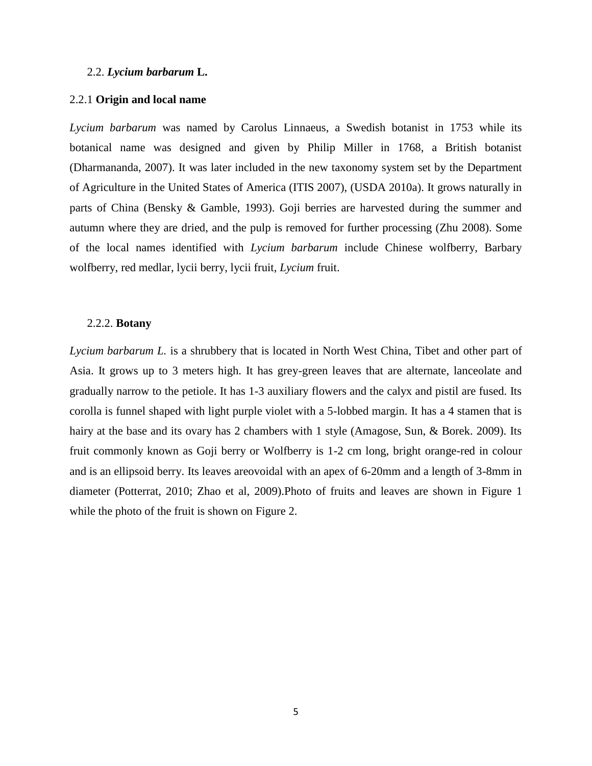## 2.2. *Lycium barbarum* L.

### 2.2.1 Origin and local name

*Lycium barbarum* was named by Carolus Linnaeus, a Swedish botanist in 1753 while its botanical name was designed and given by Philip Miller in 1768, a British botanist (Dharmananda, 2007). It was later included in the new taxonomy system set by the Department of Agriculture in the United States of America (ITIS 2007), (USDA 2010a). It grows naturally in parts of China (Bensky & Gamble, 1993). Goji berries are harvested during the summer and autumn where they are dried, and the pulp is removed for further processing (Zhu 2008). Some of the local names identified with *Lycium barbarum* include Chinese wolfberry, Barbary wolfberry, red medlar, lycii berry, lycii fruit, *Lycium* fruit.

### 2.2.2. Botany

*Lycium barbarum L.* is a shrubbery that is located in North West China, Tibet and other part of Asia. It grows up to 3 meters high. It has grey-green leaves that are alternate, lanceolate and gradually narrow to the petiole. It has 1-3 auxiliary flowers and the calyx and pistil are fused. Its corolla is funnel shaped with light purple violet with a 5-lobbed margin. It has a 4 stamen that is hairy at the base and its ovary has 2 chambers with 1 style (Amagose, Sun, & Borek. 2009). Its fruit commonly known as Goji berry or Wolfberry is 1-2 cm long, bright orange-red in colour and is an ellipsoid berry. Its leaves areovoidal with an apex of 6-20mm and a length of 3-8mm in diameter (Potterrat, 2010; Zhao et al, 2009).Photo of fruits and leaves are shown in Figure 1 while the photo of the fruit is shown on Figure 2.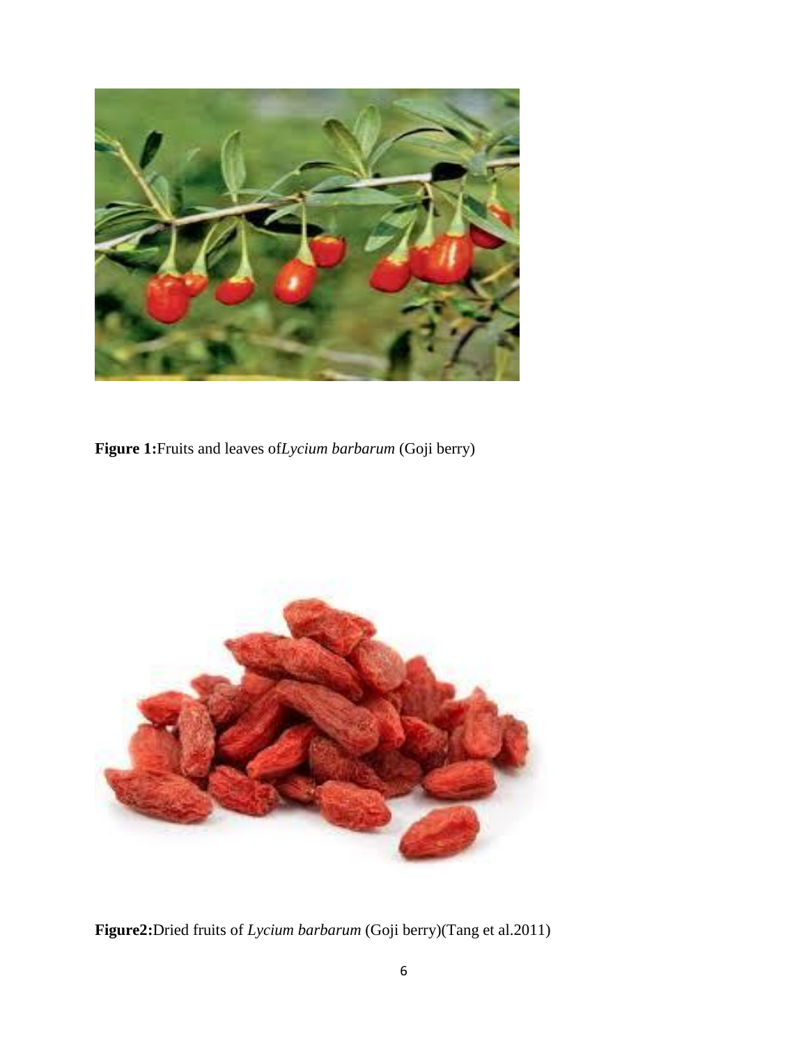**Figure 1:**Fruits and leaves of*Lycium barbarum* (Goji berry)

**Figure2:**Dried fruits of *Lycium barbarum* (Goji berry)(Tang et al.2011)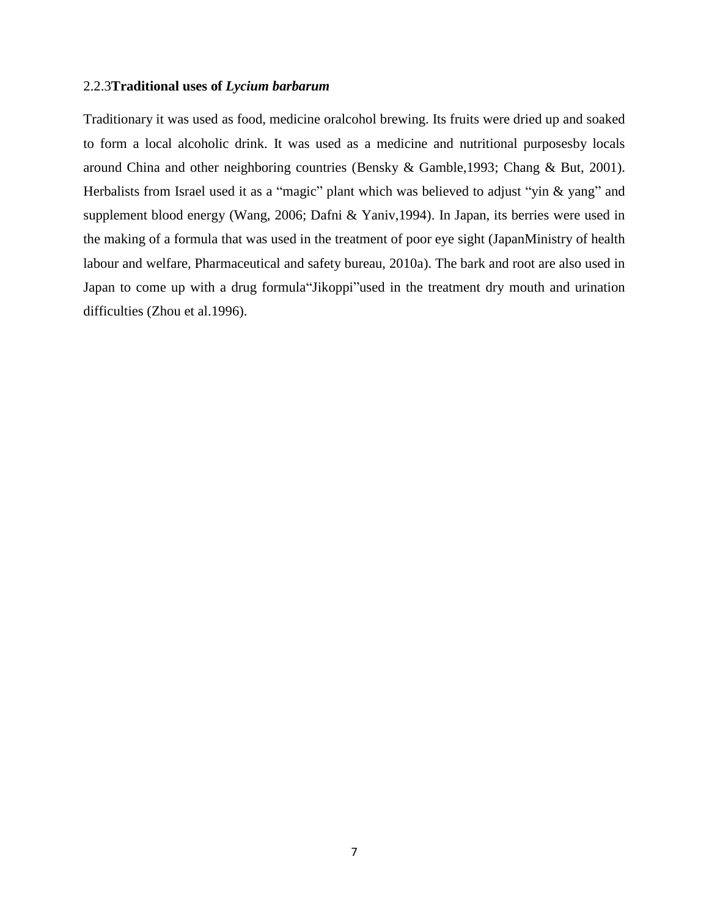### 2.2.3**Traditional uses of *Lycium barbarum***

Traditionary it was used as food, medicine oralcohol brewing. Its fruits were dried up and soaked to form a local alcoholic drink. It was used as a medicine and nutritional purposesby locals around China and other neighboring countries (Bensky & Gamble,1993; Chang & But, 2001). Herbalists from Israel used it as a "magic" plant which was believed to adjust "yin & yang" and supplement blood energy (Wang, 2006; Dafni & Yaniv,1994). In Japan, its berries were used in the making of a formula that was used in the treatment of poor eye sight (JapanMinistry of health labour and welfare, Pharmaceutical and safety bureau, 2010a). The bark and root are also used in Japan to come up with a drug formula"Jikoppi"used in the treatment dry mouth and urination difficulties (Zhou et al.1996).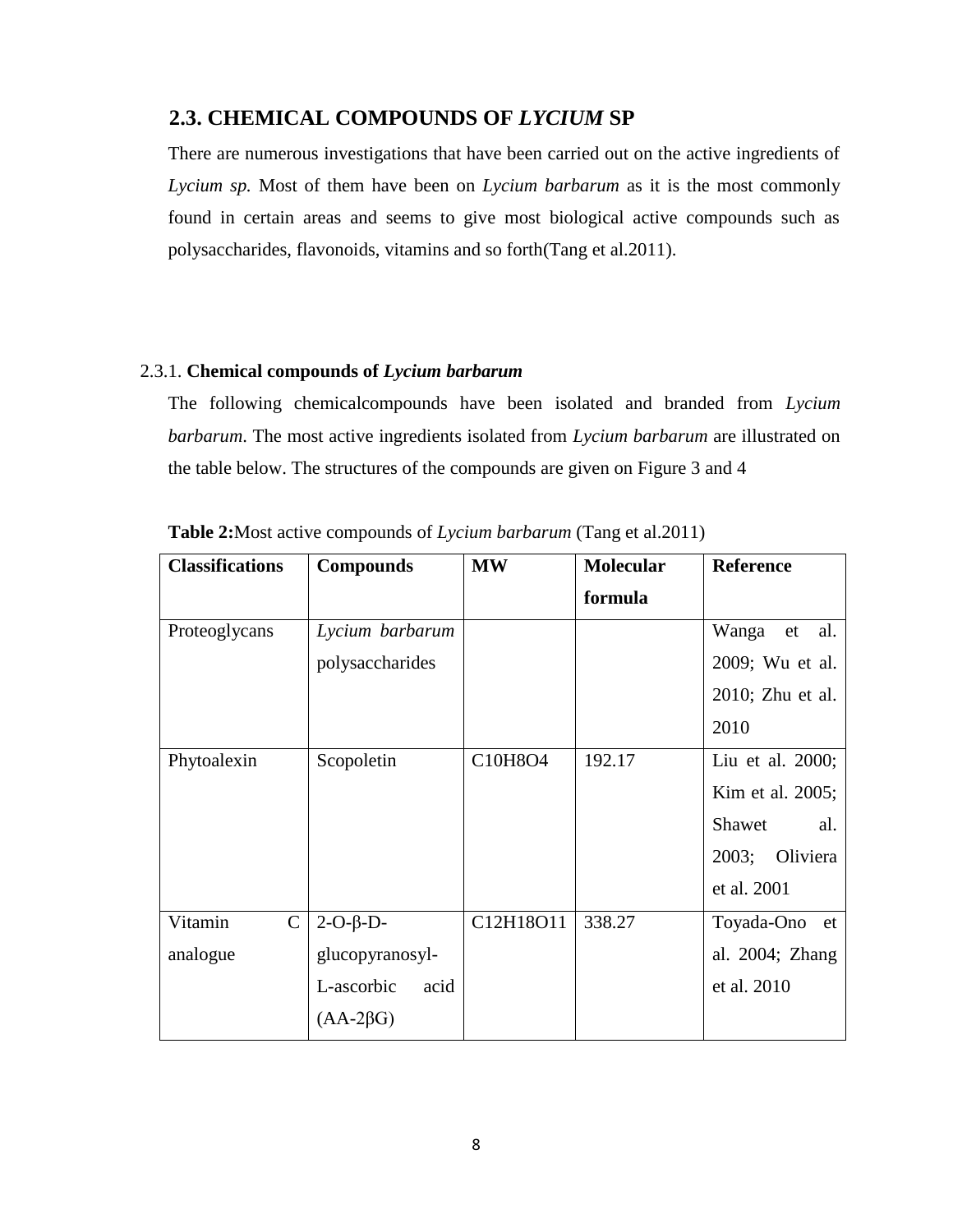## 2.3. CHEMICAL COMPOUNDS OF *LYCIUM* SP

There are numerous investigations that have been carried out on the active ingredients of *Lycium sp.* Most of them have been on *Lycium barbarum* as it is the most commonly found in certain areas and seems to give most biological active compounds such as polysaccharides, flavonoids, vitamins and so forth(Tang et al.2011).

### 2.3.1. **Chemical compounds of *Lycium barbarum***

The following chemicalcompounds have been isolated and branded from *Lycium barbarum*. The most active ingredients isolated from *Lycium barbarum* are illustrated on the table below. The structures of the compounds are given on Figure 3 and 4

**Table 2:**Most active compounds of *Lycium barbarum* (Tang et al.2011)

| **Classifications** | **Compounds** | **MW** | **Molecular formula** | **Reference** |
|---|---|---|---|---|
| Proteoglycans | *Lycium barbarum* polysaccharides | | | Wanga et al. 2009; Wu et al. 2010; Zhu et al. 2010 |
| Phytoalexin | Scopoletin | $C_{10}H_8O_4$ | 192.17 | Liu et al. 2000; Kim et al. 2005; Shawet al. 2003; Oliviera et al. 2001 |
| Vitamin C analogue | 2-O-β-D-glucopyranosyl-L-ascorbic acid (AA-2βG) | $C_{12}H_{18}O_{11}$ | 338.27 | Toyada-Ono et al. 2004; Zhang et al. 2010 |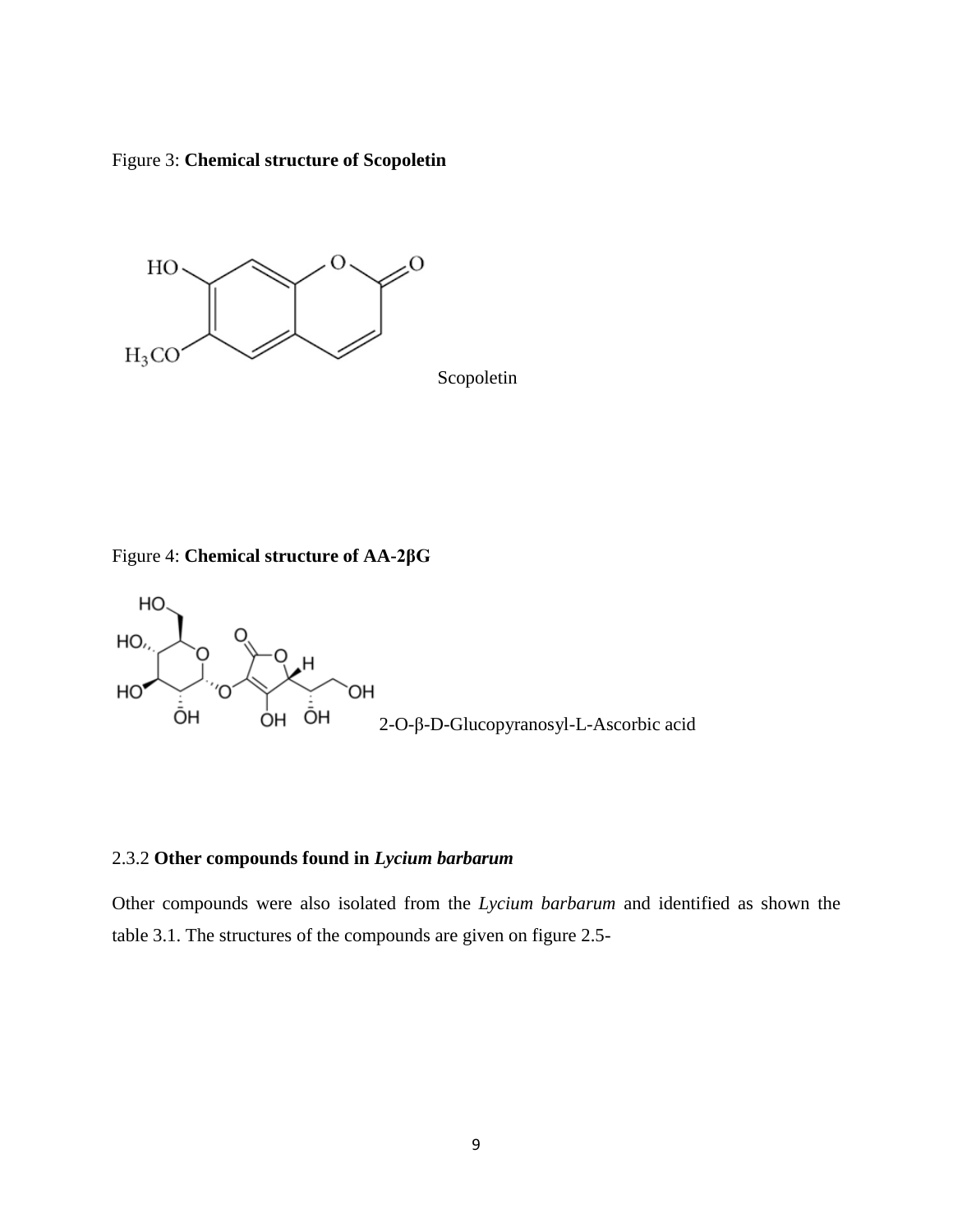Figure 3: **Chemical structure of Scopoletin**

Scopoletin

Figure 4: **Chemical structure of AA-2βG**

2-O-β-D-Glucopyranosyl-L-Ascorbic acid

### 2.3.2 **Other compounds found in *Lycium barbarum***

Other compounds were also isolated from the *Lycium barbarum* and identified as shown the table 3.1. The structures of the compounds are given on figure 2.5-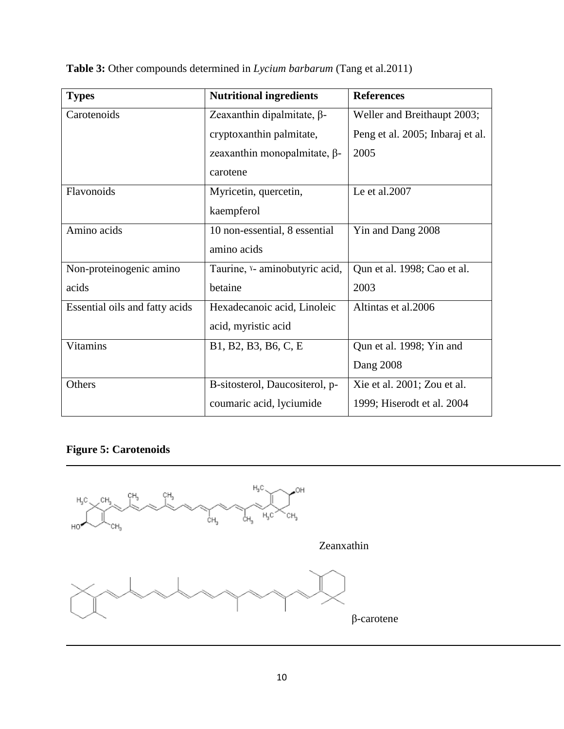**Table 3:** Other compounds determined in *Lycium barbarum* (Tang et al.2011)

| **Types** | **Nutritional ingredients** | **References** |
|---|---|---|
| Carotenoids | Zeaxanthin dipalmitate, β-cryptoxanthin palmitate, zeaxanthin monopalmitate, β-carotene | Weller and Breithaupt 2003; Peng et al. 2005; Inbaraj et al. 2005 |
| Flavonoids | Myricetin, quercetin, kaempferol | Le et al.2007 |
| Amino acids | 10 non-essential, 8 essential amino acids | Yin and Dang 2008 |
| Non-proteinogenic amino acids | Taurine, ᵞ- aminobutyric acid, betaine | Qun et al. 1998; Cao et al. 2003 |
| Essential oils and fatty acids | Hexadecanoic acid, Linoleic acid, myristic acid | Altintas et al.2006 |
| Vitamins | B1, B2, B3, B6, C, E | Qun et al. 1998; Yin and Dang 2008 |
| Others | B-sitosterol, Daucositerol, p-coumaric acid, lyciumide | Xie et al. 2001; Zou et al. 1999; Hiserodt et al. 2004 |

**Figure 5: Carotenoids**

Zeanxathin

β-carotene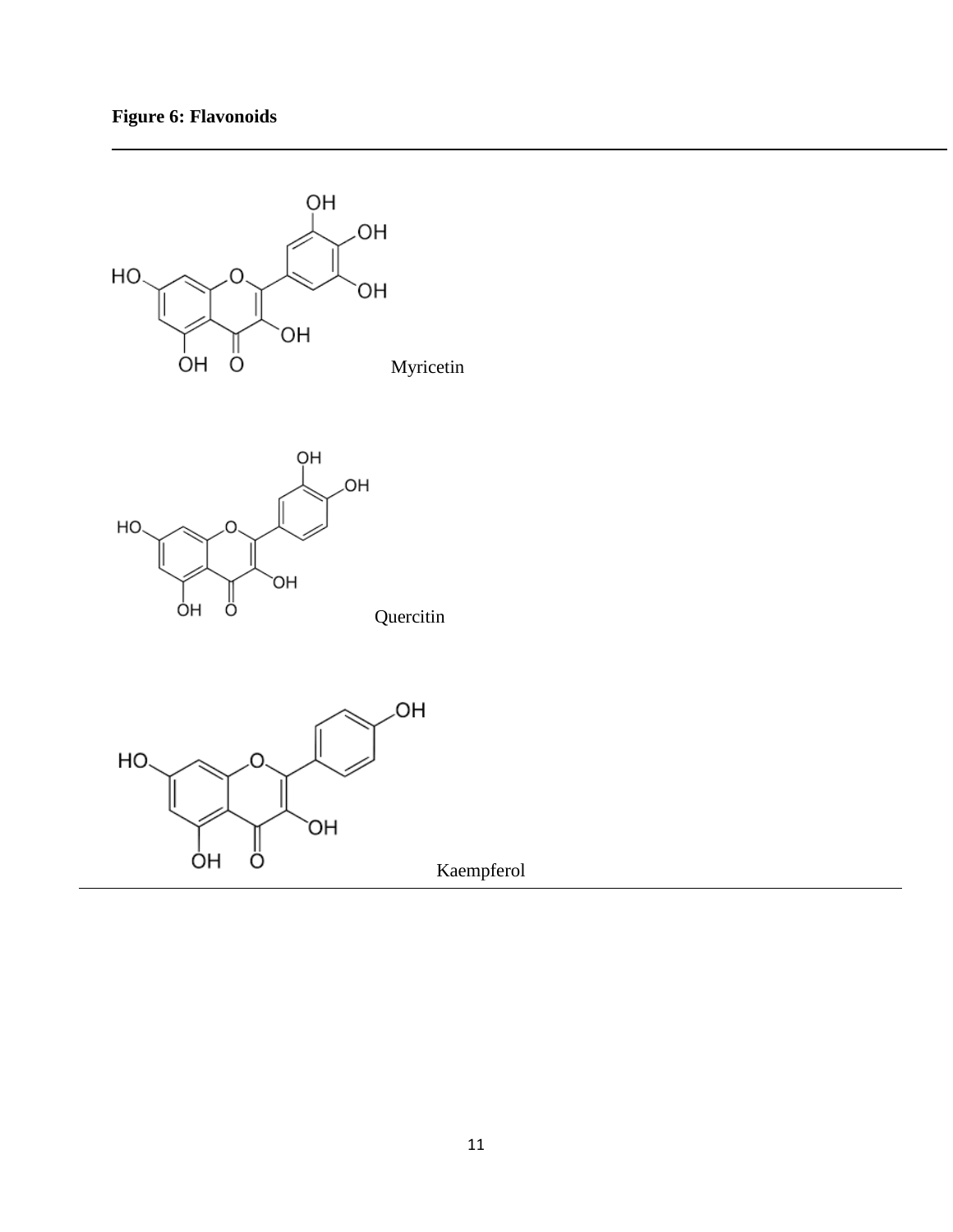**Figure 6: Flavonoids**

Myricetin

Quercitin

Kaempferol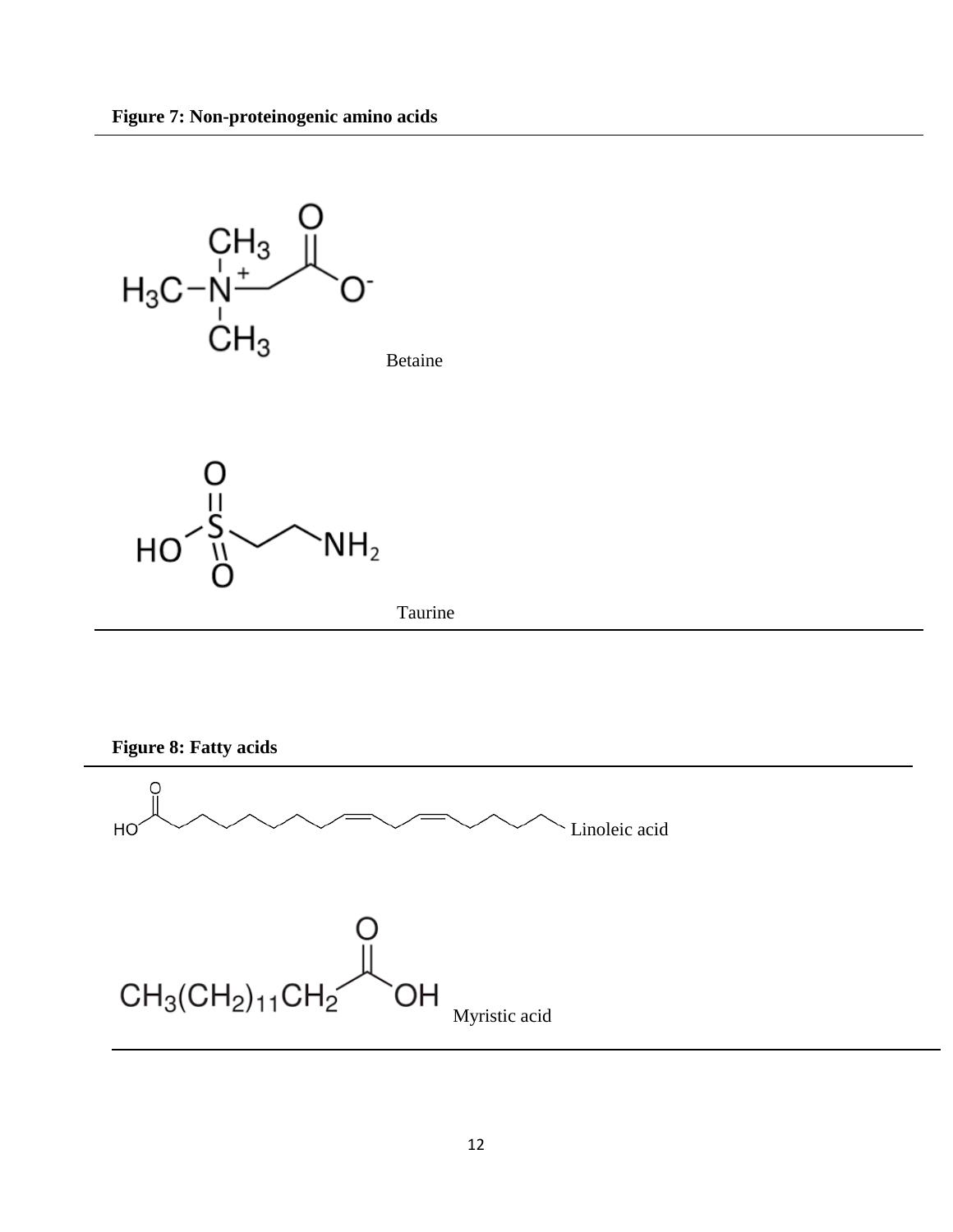**Figure 7: Non-proteinogenic amino acids**

Betaine

Taurine

**Figure 8: Fatty acids**

Linoleic acid

Myristic acid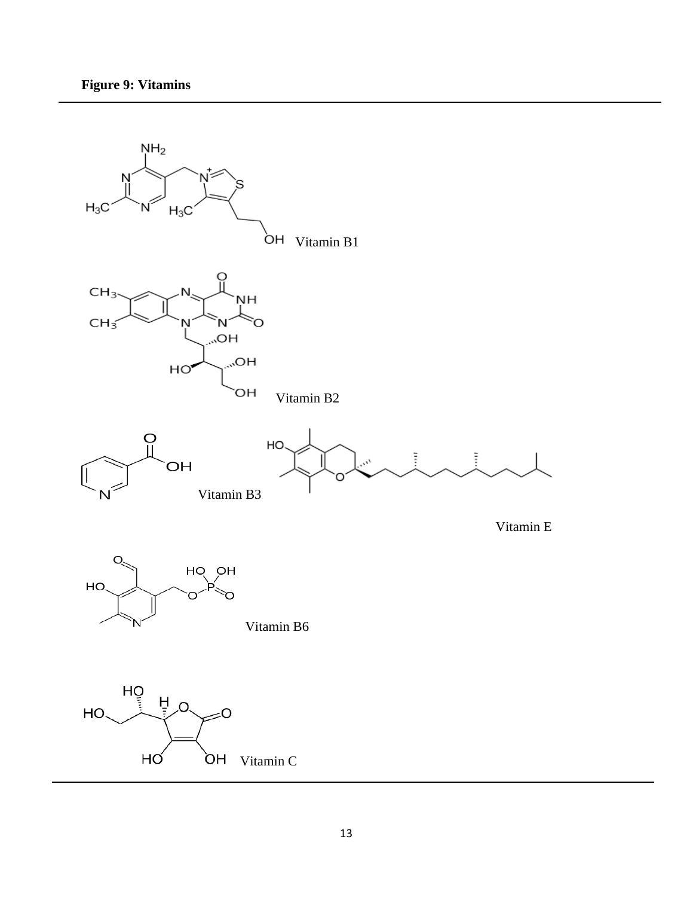**Figure 9: Vitamins**

Vitamin B1

Vitamin B2

Vitamin B3

Vitamin E

Vitamin B6

Vitamin C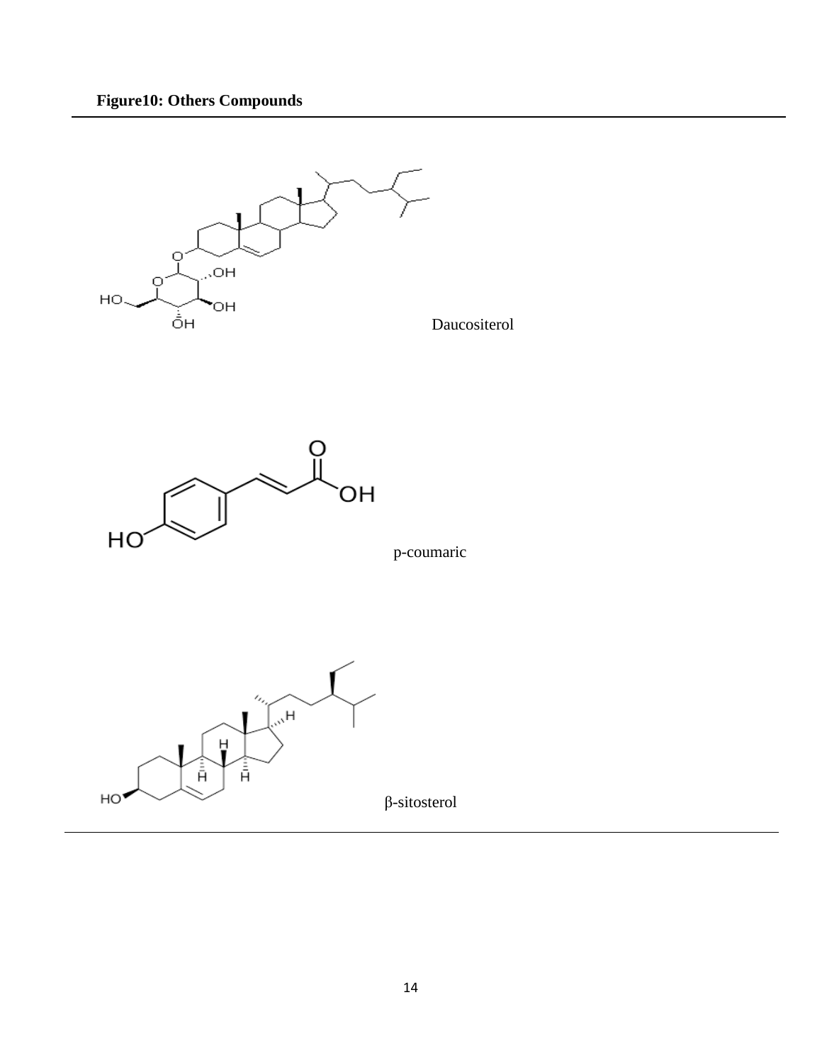**Figure10: Others Compounds**

Daucositerol

p-coumaric

β-sitosterol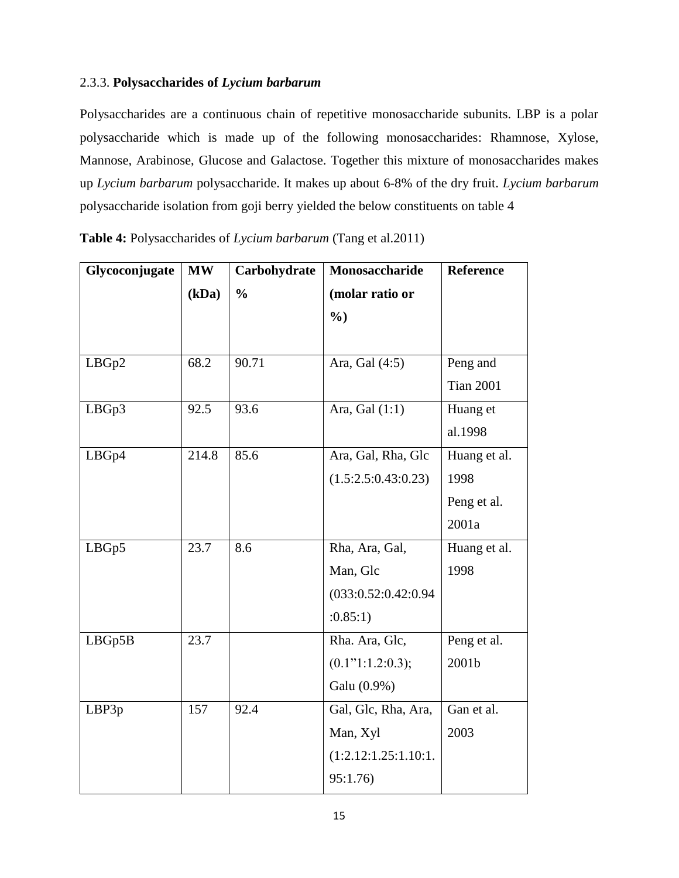### 2.3.3. **Polysaccharides of *Lycium barbarum***

Polysaccharides are a continuous chain of repetitive monosaccharide subunits. LBP is a polar polysaccharide which is made up of the following monosaccharides: Rhamnose, Xylose, Mannose, Arabinose, Glucose and Galactose. Together this mixture of monosaccharides makes up *Lycium barbarum* polysaccharide. It makes up about 6-8% of the dry fruit. *Lycium barbarum* polysaccharide isolation from goji berry yielded the below constituents on table 4

**Table 4:** Polysaccharides of *Lycium barbarum* (Tang et al.2011)

| Glycoconjugate | MW (kDa) | Carbohydrate % | Monosaccharide (molar ratio or %) | Reference |
|---|---|---|---|---|
| LBGp2 | 68.2 | 90.71 | Ara, Gal (4:5) | Peng and Tian 2001 |
| LBGp3 | 92.5 | 93.6 | Ara, Gal (1:1) | Huang et al.1998 |
| LBGp4 | 214.8 | 85.6 | Ara, Gal, Rha, Glc (1.5:2.5:0.43:0.23) | Huang et al. 1998 Peng et al. 2001a |
| LBGp5 | 23.7 | 8.6 | Rha, Ara, Gal, Man, Glc (033:0.52:0.42:0.94:0.85:1) | Huang et al. 1998 |
| LBGp5B | 23.7 | | Rha. Ara, Glc, (0.1”1:1.2:0.3); Galu (0.9%) | Peng et al. 2001b |
| LBP3p | 157 | 92.4 | Gal, Glc, Rha, Ara, Man, Xyl (1:2.12:1.25:1.10:1.95:1.76) | Gan et al. 2003 |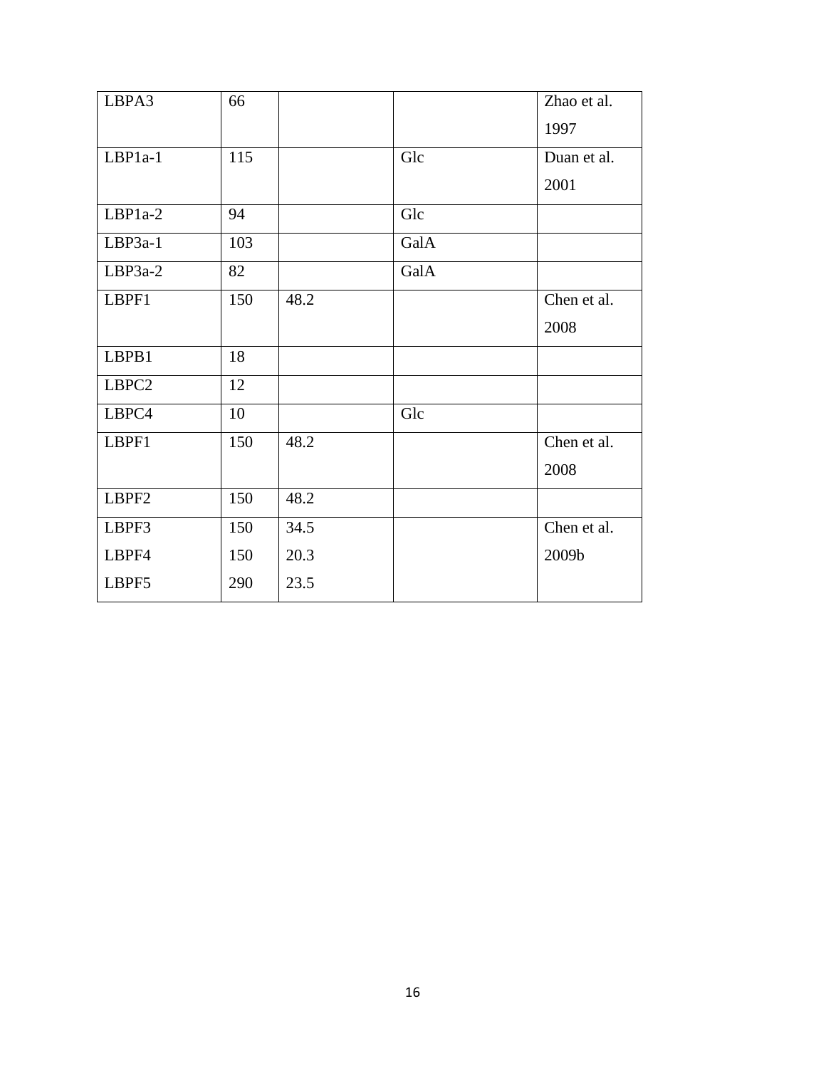| LBPA3 | 66 | | | Zhao et al. 1997 |
|---|---|---|---|---|
| LBP1a-1 | 115 | | Glc | Duan et al. 2001 |
| LBP1a-2 | 94 | | Glc | |
| LBP3a-1 | 103 | | GalA | |
| LBP3a-2 | 82 | | GalA | |
| LBPF1 | 150 | 48.2 | | Chen et al. 2008 |
| LBPB1 | 18 | | | |
| LBPC2 | 12 | | | |
| LBPC4 | 10 | | Glc | |
| LBPF1 | 150 | 48.2 | | Chen et al. 2008 |
| LBPF2 | 150 | 48.2 | | |
| LBPF3 | 150 | 34.5 | | Chen et al. 2009b |
| LBPF4 | 150 | 20.3 | | |
| LBPF5 | 290 | 23.5 | | |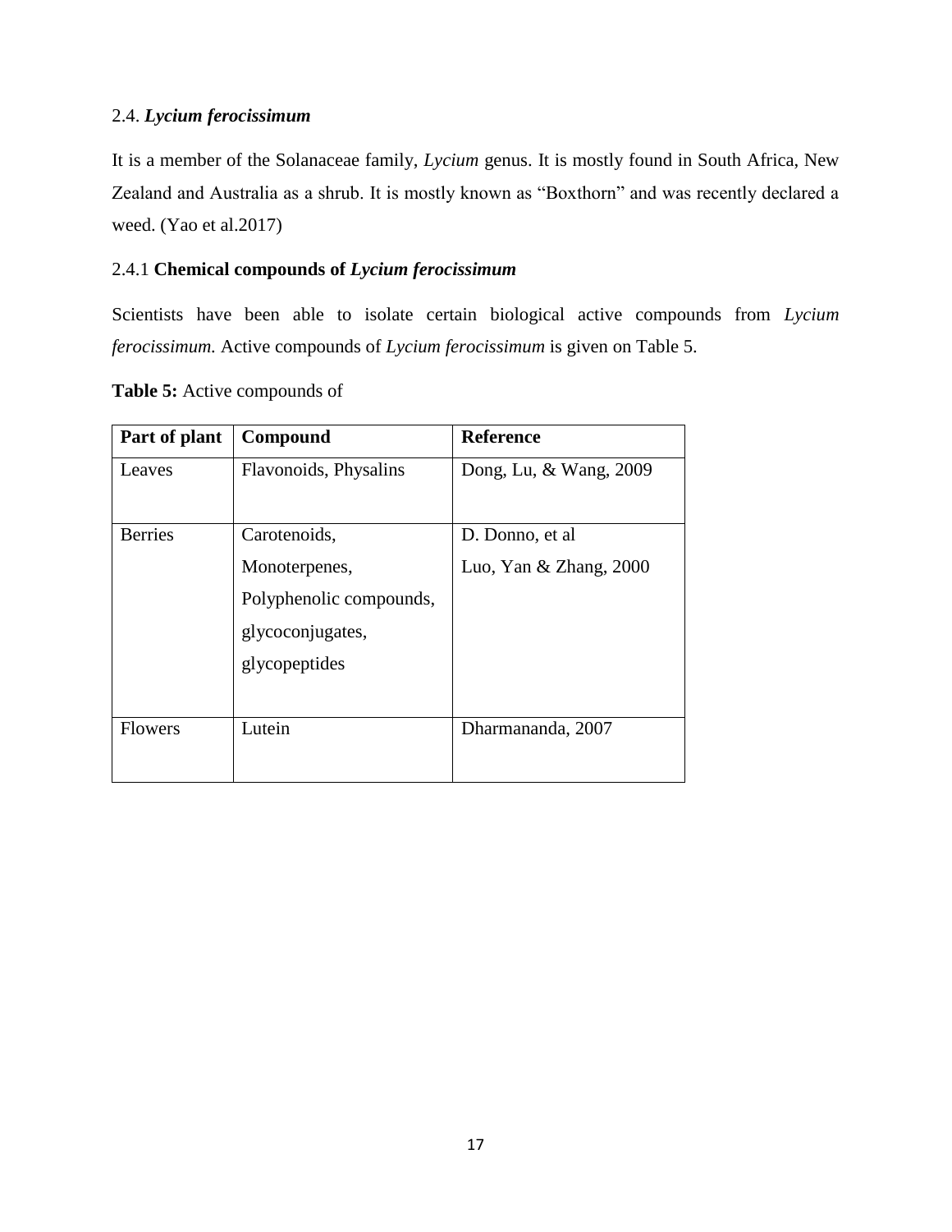## 2.4. *Lycium ferocissimum*

It is a member of the Solanaceae family, *Lycium* genus. It is mostly found in South Africa, New Zealand and Australia as a shrub. It is mostly known as "Boxthorn" and was recently declared a weed. (Yao et al.2017)

### 2.4.1 **Chemical compounds of *Lycium ferocissimum***

Scientists have been able to isolate certain biological active compounds from *Lycium ferocissimum.* Active compounds of *Lycium ferocissimum* is given on Table 5.

**Table 5:** Active compounds of

| Part of plant | Compound | Reference |
| --- | --- | --- |
| Leaves | Flavonoids, Physalins | Dong, Lu, & Wang, 2009 |
| Berries | Carotenoids,<br>Monoterpenes,<br>Polyphenolic compounds,<br>glycoconjugates,<br>glycopeptides | D. Donno, et al<br>Luo, Yan & Zhang, 2000 |
| Flowers | Lutein | Dharmananda, 2007 |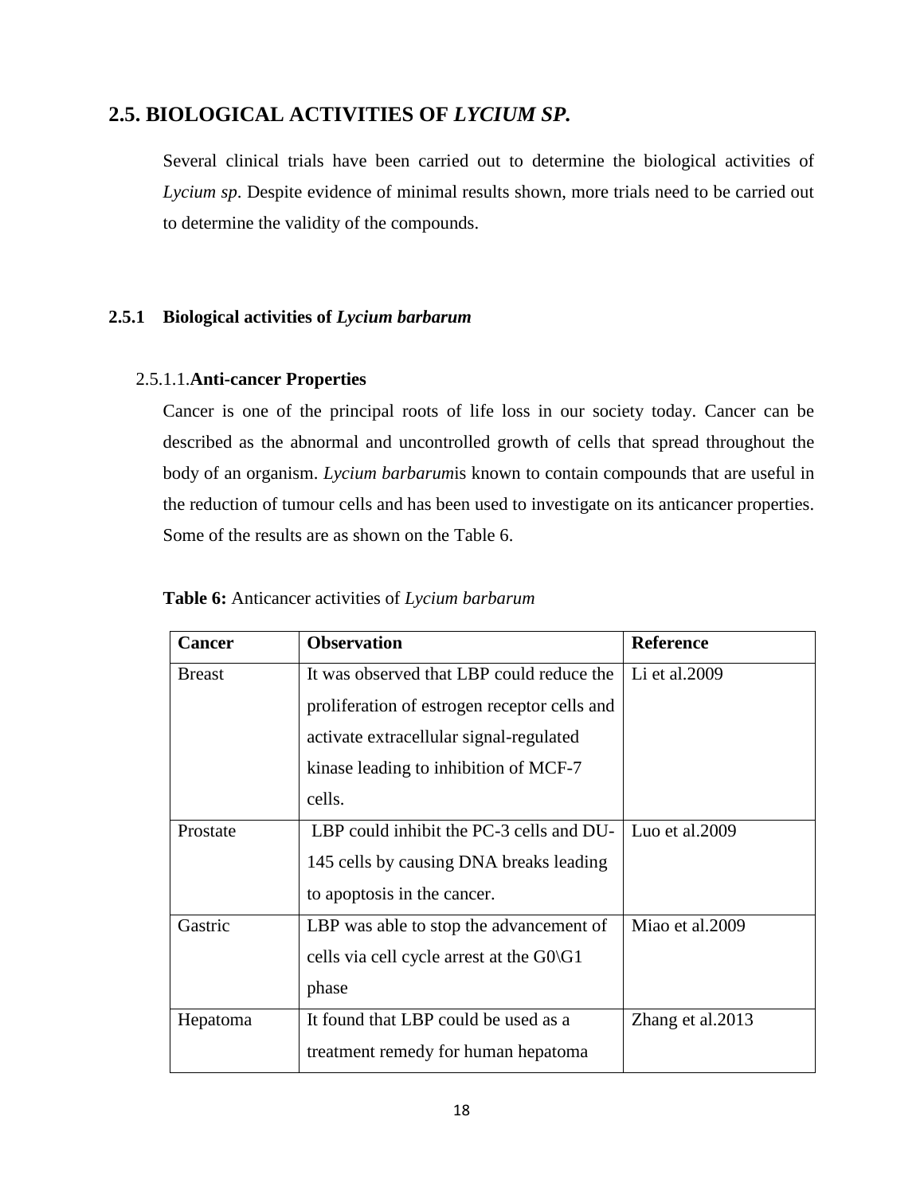## 2.5. BIOLOGICAL ACTIVITIES OF *LYCIUM SP.*

Several clinical trials have been carried out to determine the biological activities of *Lycium sp*. Despite evidence of minimal results shown, more trials need to be carried out to determine the validity of the compounds.

### 2.5.1 Biological activities of *Lycium barbarum*

#### 2.5.1.1. Anti-cancer Properties

Cancer is one of the principal roots of life loss in our society today. Cancer can be described as the abnormal and uncontrolled growth of cells that spread throughout the body of an organism. *Lycium barbarum*is known to contain compounds that are useful in the reduction of tumour cells and has been used to investigate on its anticancer properties. Some of the results are as shown on the Table 6.

**Table 6:** Anticancer activities of *Lycium barbarum*

| Cancer | Observation | Reference |
| --- | --- | --- |
| Breast | It was observed that LBP could reduce the proliferation of estrogen receptor cells and activate extracellular signal-regulated kinase leading to inhibition of MCF-7 cells. | Li et al.2009 |
| Prostate | LBP could inhibit the PC-3 cells and DU-145 cells by causing DNA breaks leading to apoptosis in the cancer. | Luo et al.2009 |
| Gastric | LBP was able to stop the advancement of cells via cell cycle arrest at the G0\G1 phase | Miao et al.2009 |
| Hepatoma | It found that LBP could be used as a treatment remedy for human hepatoma | Zhang et al.2013 |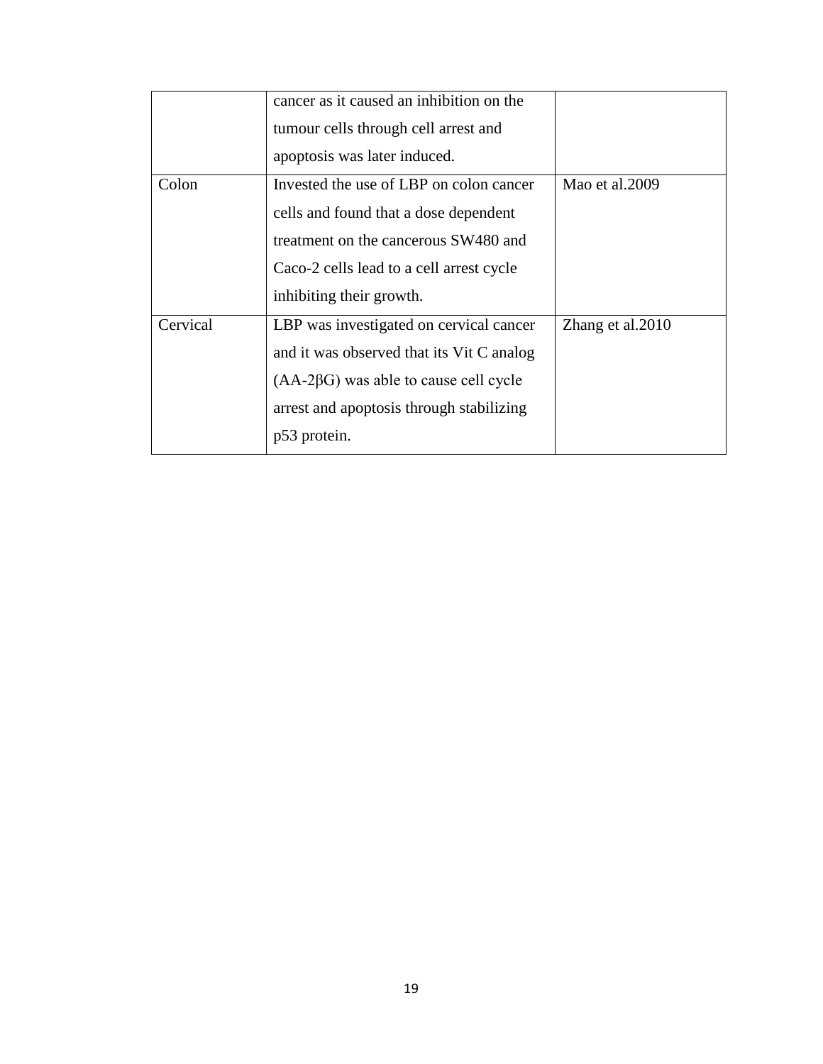| | | |
|---|---|---|
| | cancer as it caused an inhibition on the tumour cells through cell arrest and apoptosis was later induced. | |
| Colon | Invested the use of LBP on colon cancer cells and found that a dose dependent treatment on the cancerous SW480 and Caco-2 cells lead to a cell arrest cycle inhibiting their growth. | Mao et al.2009 |
| Cervical | LBP was investigated on cervical cancer and it was observed that its Vit C analog (AA-2βG) was able to cause cell cycle arrest and apoptosis through stabilizing p53 protein. | Zhang et al.2010 |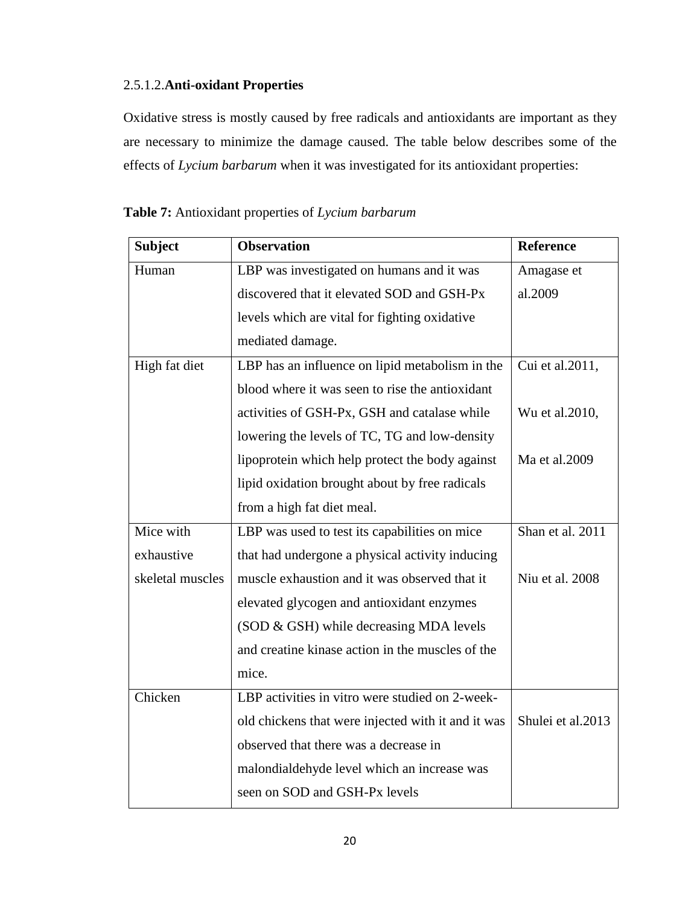#### 2.5.1.2.**Anti-oxidant Properties**

Oxidative stress is mostly caused by free radicals and antioxidants are important as they are necessary to minimize the damage caused. The table below describes some of the effects of *Lycium barbarum* when it was investigated for its antioxidant properties:

**Table 7:** Antioxidant properties of *Lycium barbarum*

| **Subject** | **Observation** | **Reference** |
| --- | --- | --- |
| Human | LBP was investigated on humans and it was discovered that it elevated SOD and GSH-Px levels which are vital for fighting oxidative mediated damage. | Amagase et al.2009 |
| High fat diet | LBP has an influence on lipid metabolism in the blood where it was seen to rise the antioxidant activities of GSH-Px, GSH and catalase while lowering the levels of TC, TG and low-density lipoprotein which help protect the body against lipid oxidation brought about by free radicals from a high fat diet meal. | Cui et al.2011, Wu et al.2010, Ma et al.2009 |
| Mice with exhaustive skeletal muscles | LBP was used to test its capabilities on mice that had undergone a physical activity inducing muscle exhaustion and it was observed that it elevated glycogen and antioxidant enzymes (SOD & GSH) while decreasing MDA levels and creatine kinase action in the muscles of the mice. | Shan et al. 2011 Niu et al. 2008 |
| Chicken | LBP activities in vitro were studied on 2-week-old chickens that were injected with it and it was observed that there was a decrease in malondialdehyde level which an increase was seen on SOD and GSH-Px levels | Shulei et al.2013 |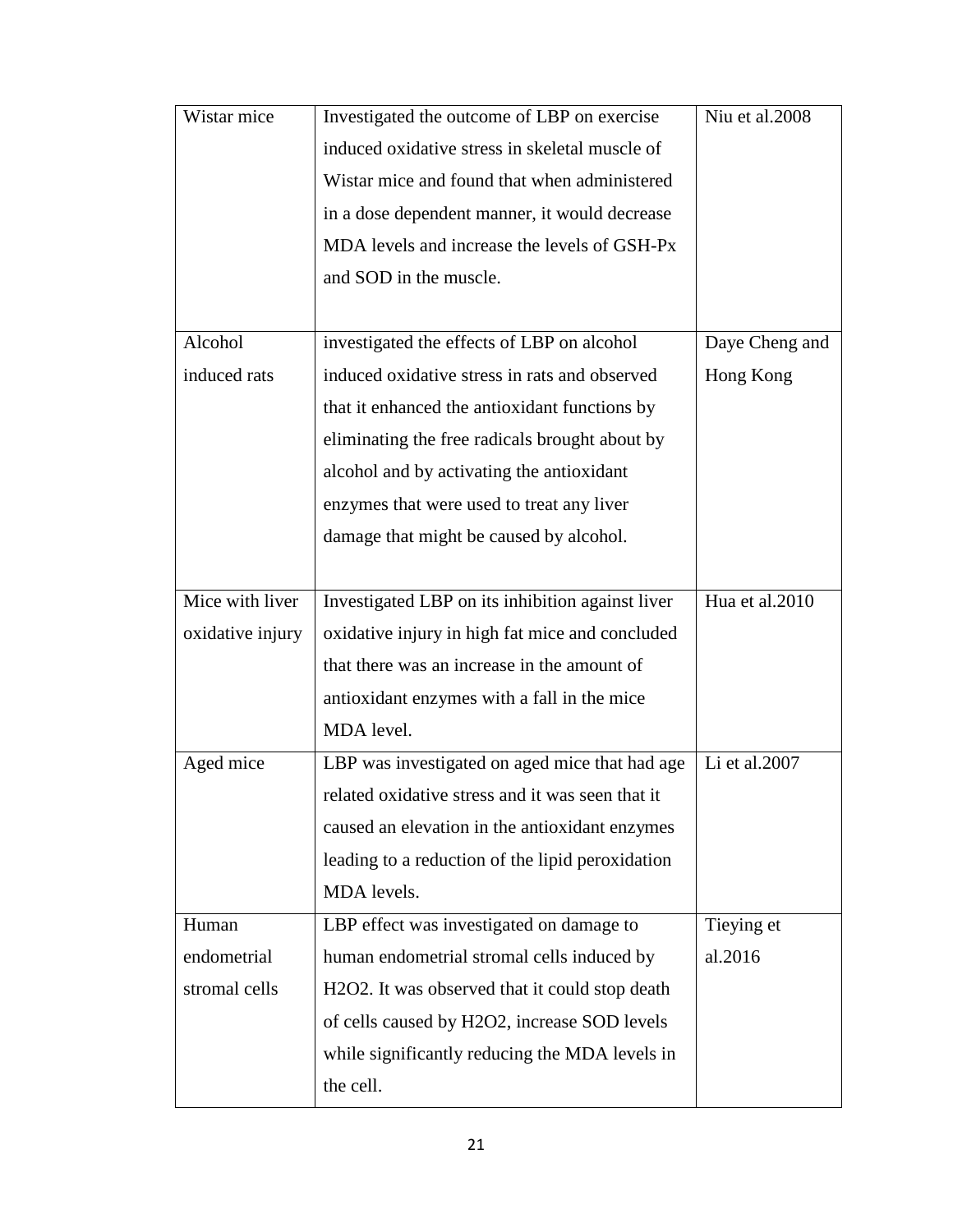| | | |
|---|---|---|
| Wistar mice | Investigated the outcome of LBP on exercise induced oxidative stress in skeletal muscle of Wistar mice and found that when administered in a dose dependent manner, it would decrease MDA levels and increase the levels of GSH-Px and SOD in the muscle. | Niu et al.2008 |
| Alcohol induced rats | investigated the effects of LBP on alcohol induced oxidative stress in rats and observed that it enhanced the antioxidant functions by eliminating the free radicals brought about by alcohol and by activating the antioxidant enzymes that were used to treat any liver damage that might be caused by alcohol. | Daye Cheng and Hong Kong |
| Mice with liver oxidative injury | Investigated LBP on its inhibition against liver oxidative injury in high fat mice and concluded that there was an increase in the amount of antioxidant enzymes with a fall in the mice MDA level. | Hua et al.2010 |
| Aged mice | LBP was investigated on aged mice that had age related oxidative stress and it was seen that it caused an elevation in the antioxidant enzymes leading to a reduction of the lipid peroxidation MDA levels. | Li et al.2007 |
| Human endometrial stromal cells | LBP effect was investigated on damage to human endometrial stromal cells induced by $H_2O_2$. It was observed that it could stop death of cells caused by $H_2O_2$, increase SOD levels while significantly reducing the MDA levels in the cell. | Tieying et al.2016 |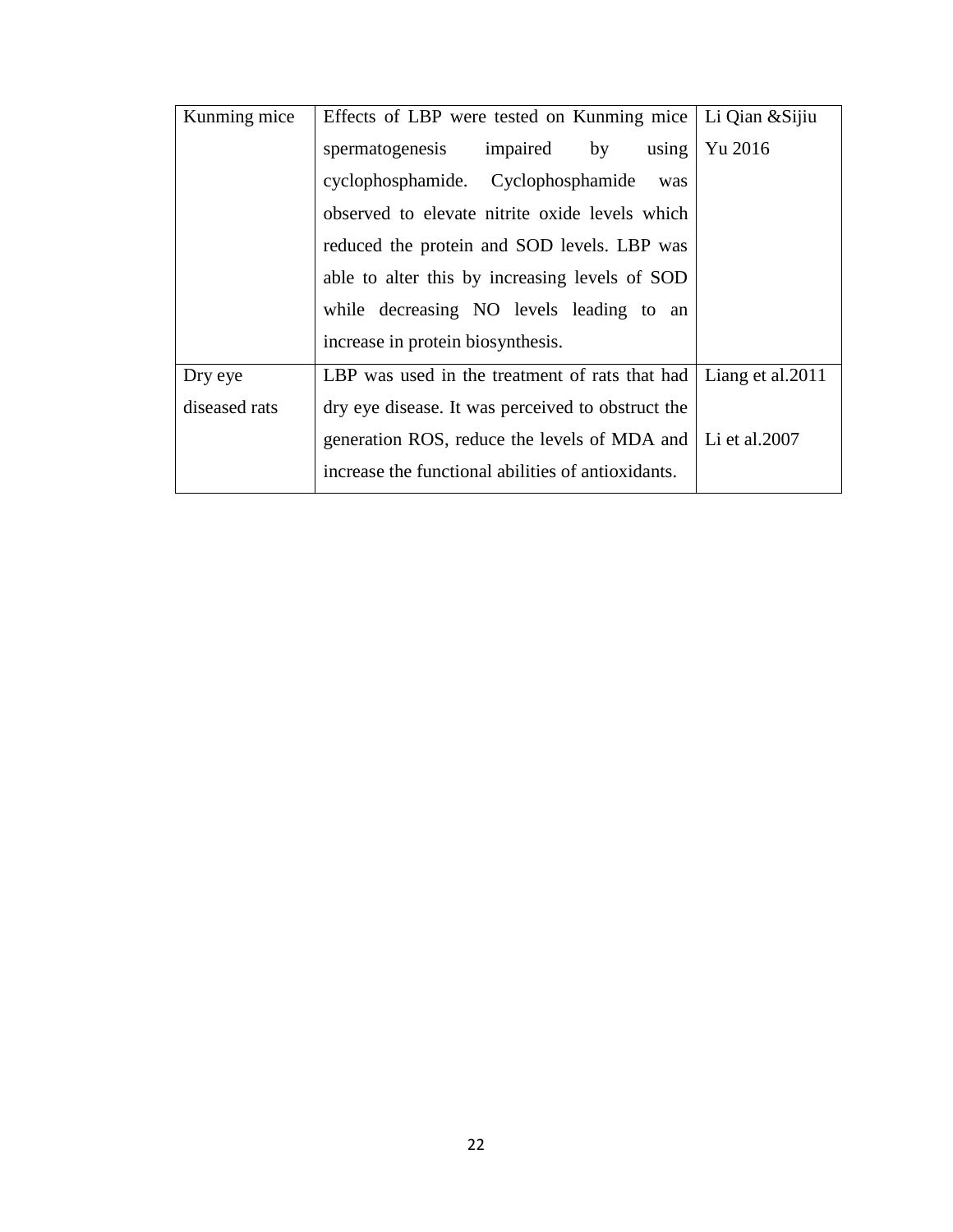| Kunming mice | Effects of LBP were tested on Kunming mice spermatogenesis impaired by using cyclophosphamide. Cyclophosphamide was observed to elevate nitrite oxide levels which reduced the protein and SOD levels. LBP was able to alter this by increasing levels of SOD while decreasing NO levels leading to an increase in protein biosynthesis. | Li Qian &Sijiu Yu 2016 |
| --- | --- | --- |
| Dry eye diseased rats | LBP was used in the treatment of rats that had dry eye disease. It was perceived to obstruct the generation ROS, reduce the levels of MDA and increase the functional abilities of antioxidants. | Liang et al.2011<br><br>Li et al.2007 |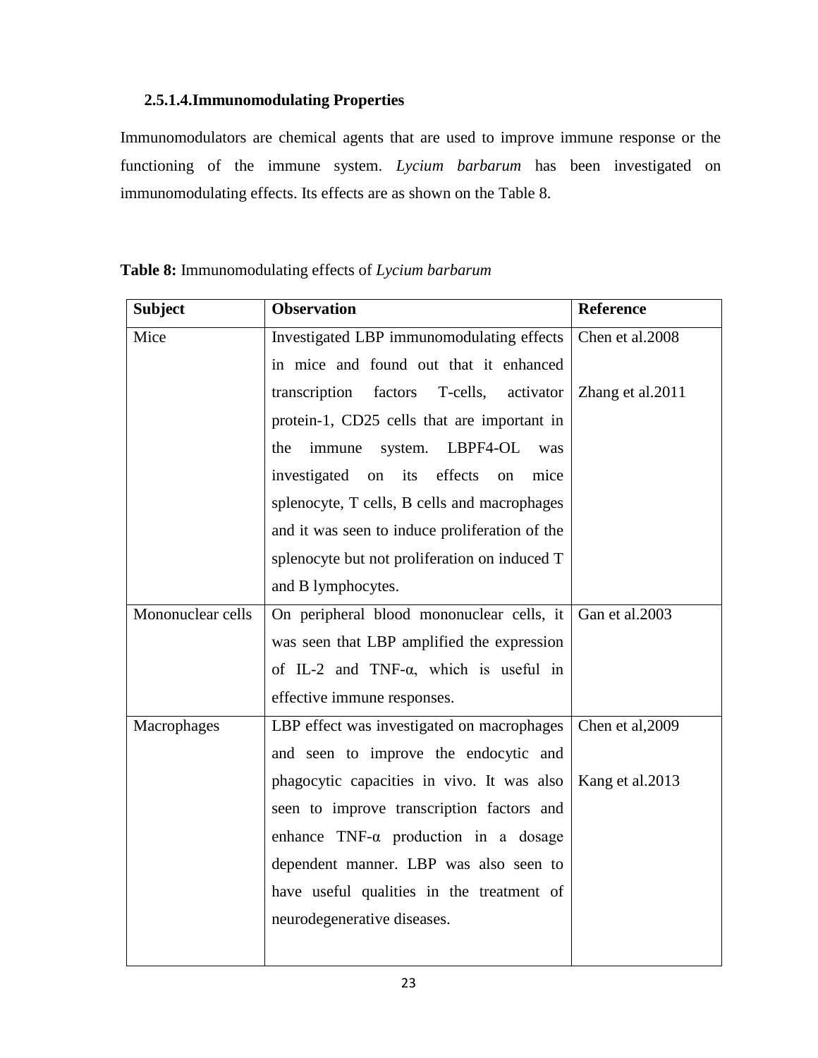#### 2.5.1.4.Immunomodulating Properties

Immunomodulators are chemical agents that are used to improve immune response or the functioning of the immune system. *Lycium barbarum* has been investigated on immunomodulating effects. Its effects are as shown on the Table 8.

**Table 8:** Immunomodulating effects of *Lycium barbarum*

| **Subject** | **Observation** | **Reference** |
|---|---|---|
| Mice | Investigated LBP immunomodulating effects in mice and found out that it enhanced transcription factors T-cells, activator protein-1, CD25 cells that are important in the immune system. LBPF4-OL was investigated on its effects on mice splenocyte, T cells, B cells and macrophages and it was seen to induce proliferation of the splenocyte but not proliferation on induced T and B lymphocytes. | Chen et al.2008<br><br>Zhang et al.2011 |
| Mononuclear cells | On peripheral blood mononuclear cells, it was seen that LBP amplified the expression of IL-2 and TNF-α, which is useful in effective immune responses. | Gan et al.2003 |
| Macrophages | LBP effect was investigated on macrophages and seen to improve the endocytic and phagocytic capacities in vivo. It was also seen to improve transcription factors and enhance TNF-α production in a dosage dependent manner. LBP was also seen to have useful qualities in the treatment of neurodegenerative diseases. | Chen et al,2009<br><br>Kang et al.2013 |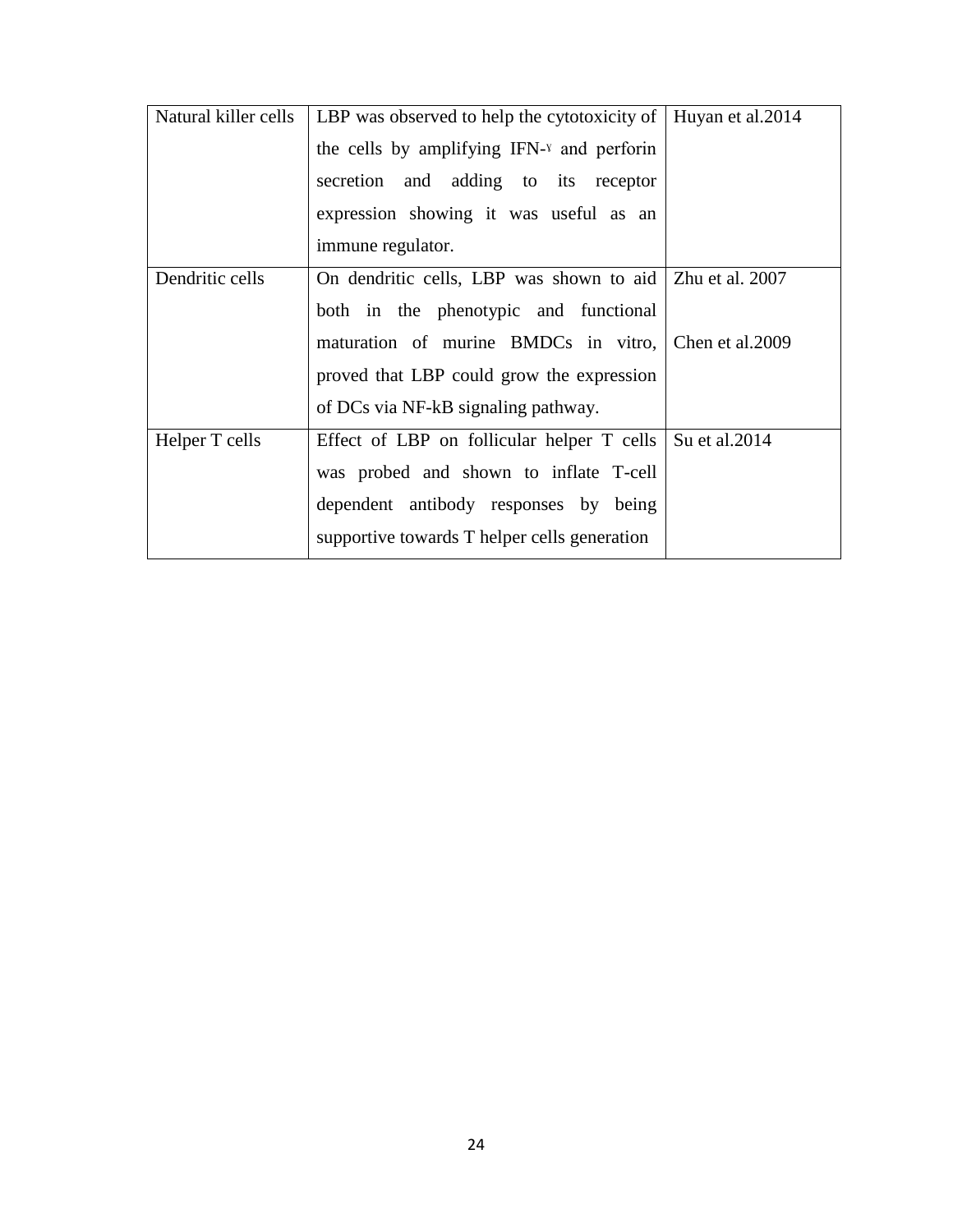| Natural killer cells | LBP was observed to help the cytotoxicity of the cells by amplifying IFN-ɣ and perforin secretion and adding to its receptor expression showing it was useful as an immune regulator. | Huyan et al.2014 |
|---|---|---|
| Dendritic cells | On dendritic cells, LBP was shown to aid both in the phenotypic and functional maturation of murine BMDCs in vitro, proved that LBP could grow the expression of DCs via NF-kB signaling pathway. | Zhu et al. 2007<br><br>Chen et al.2009 |
| Helper T cells | Effect of LBP on follicular helper T cells was probed and shown to inflate T-cell dependent antibody responses by being supportive towards T helper cells generation | Su et al.2014 |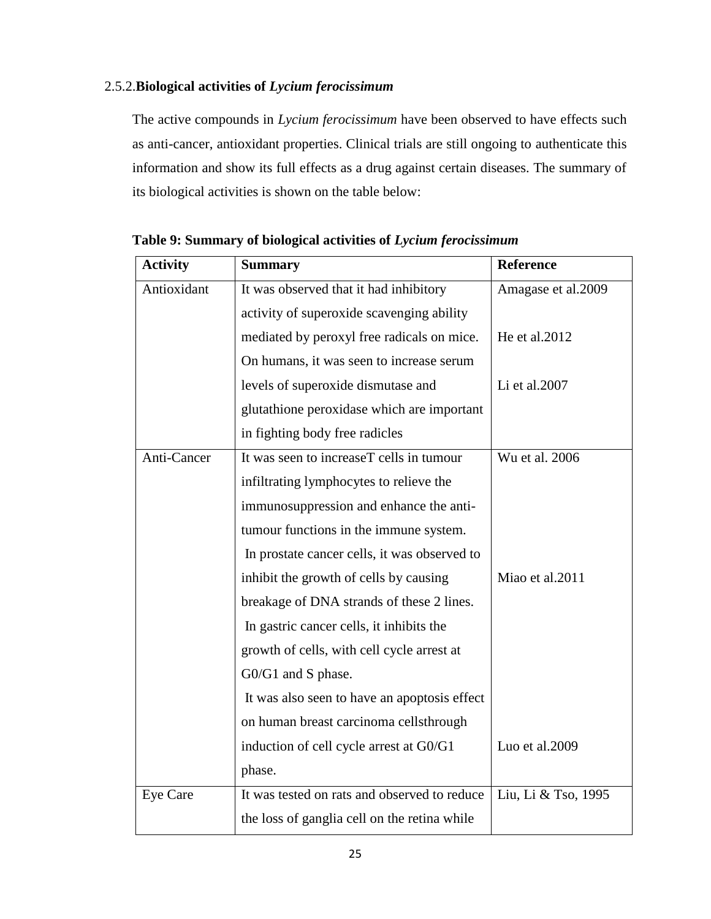### 2.5.2. **Biological activities of *Lycium ferocissimum***

The active compounds in *Lycium ferocissimum* have been observed to have effects such as anti-cancer, antioxidant properties. Clinical trials are still ongoing to authenticate this information and show its full effects as a drug against certain diseases. The summary of its biological activities is shown on the table below:

**Table 9: Summary of biological activities of *Lycium ferocissimum***

| Activity | Summary | Reference |
|---|---|---|
| Antioxidant | It was observed that it had inhibitory activity of superoxide scavenging ability mediated by peroxyl free radicals on mice. On humans, it was seen to increase serum levels of superoxide dismutase and glutathione peroxidase which are important in fighting body free radicles | Amagase et al.2009<br>He et al.2012<br>Li et al.2007 |
| Anti-Cancer | It was seen to increaseT cells in tumour infiltrating lymphocytes to relieve the immunosuppression and enhance the anti-tumour functions in the immune system.<br>In prostate cancer cells, it was observed to inhibit the growth of cells by causing breakage of DNA strands of these 2 lines.<br>In gastric cancer cells, it inhibits the growth of cells, with cell cycle arrest at G0/G1 and S phase.<br>It was also seen to have an apoptosis effect on human breast carcinoma cellsthrough induction of cell cycle arrest at G0/G1 phase. | Wu et al. 2006<br>Miao et al.2011<br>Luo et al.2009 |
| Eye Care | It was tested on rats and observed to reduce the loss of ganglia cell on the retina while | Liu, Li & Tso, 1995 |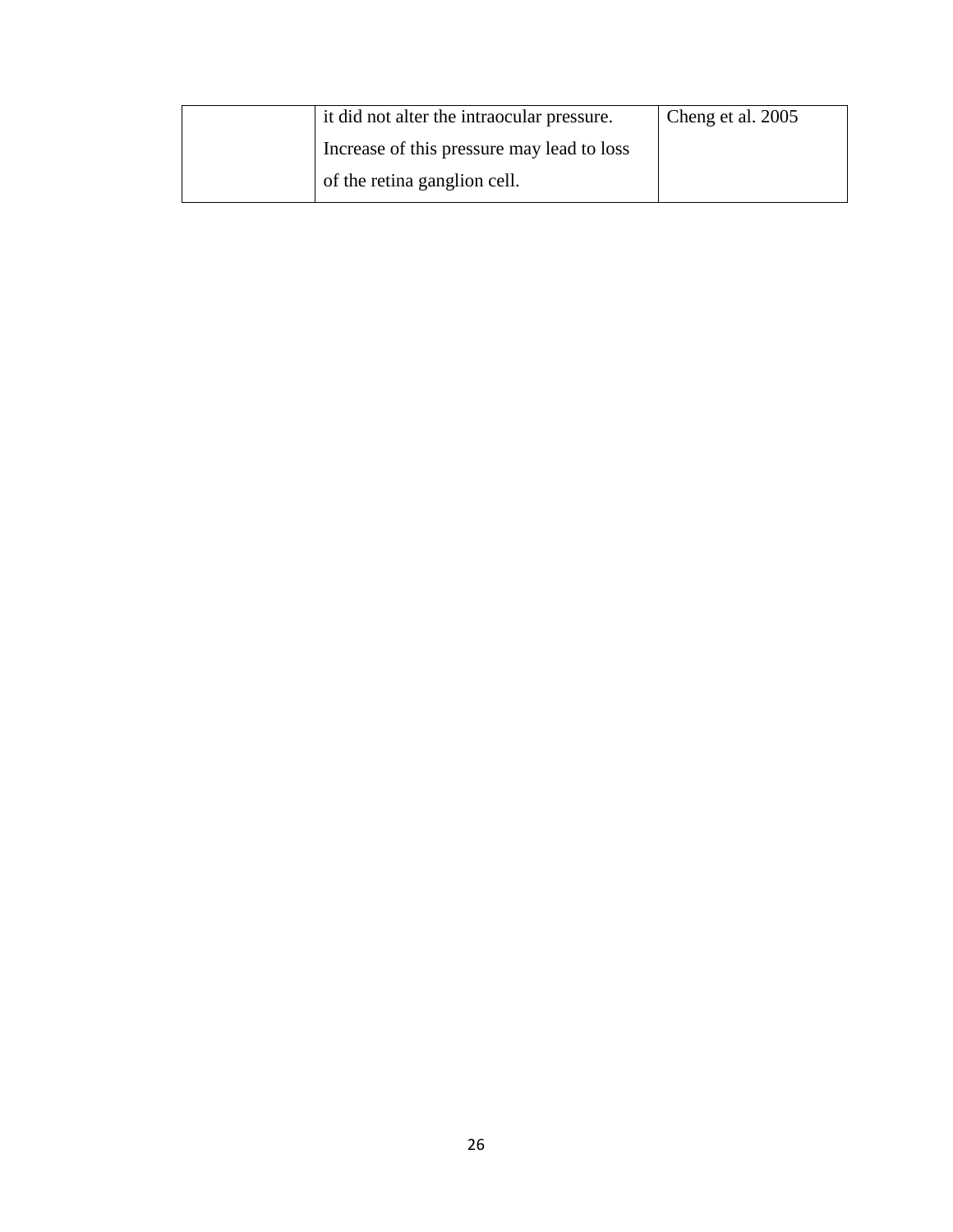| | | |
|---|---|---|
| | it did not alter the intraocular pressure. Increase of this pressure may lead to loss of the retina ganglion cell. | Cheng et al. 2005 |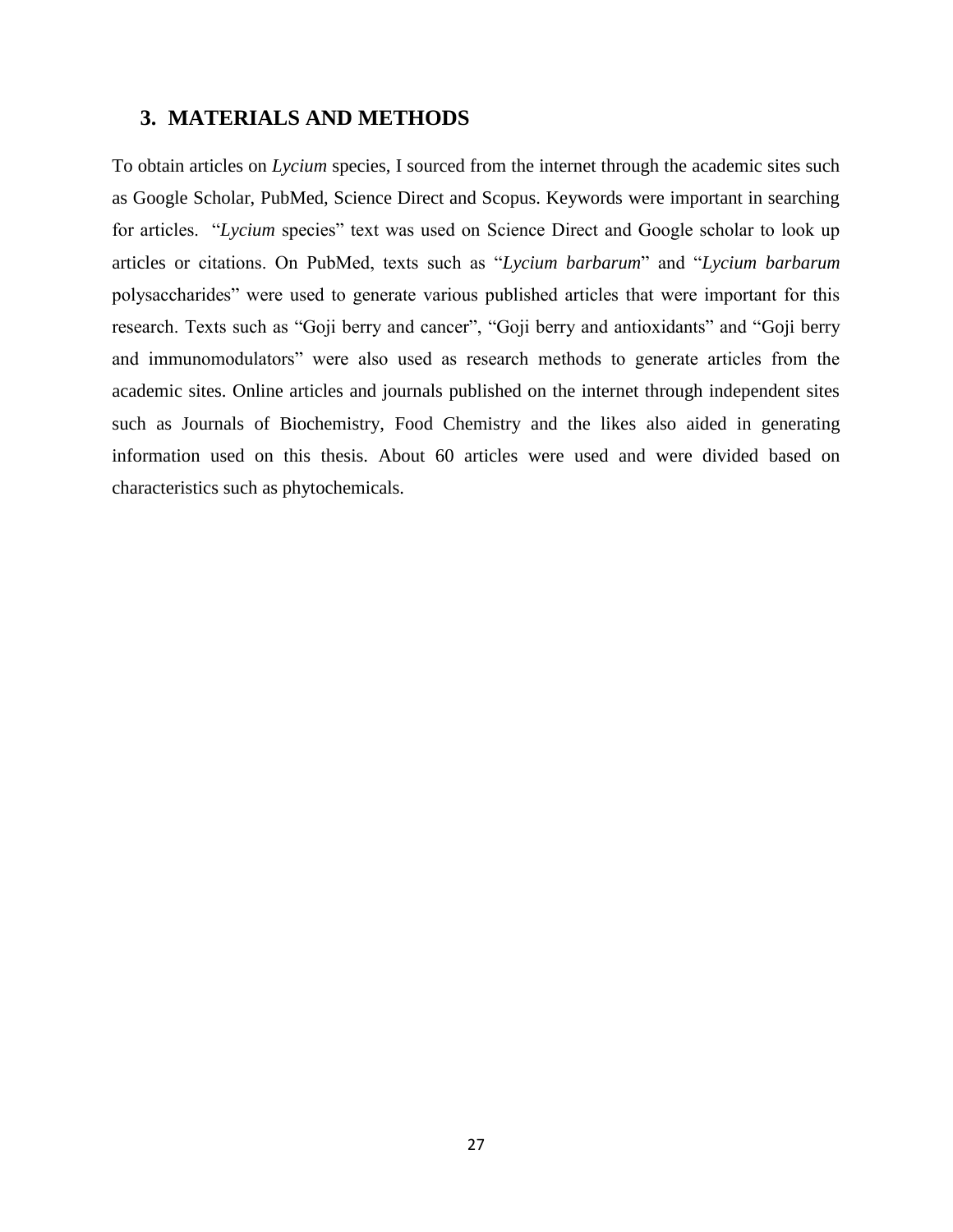## 3. MATERIALS AND METHODS

To obtain articles on *Lycium* species, I sourced from the internet through the academic sites such as Google Scholar, PubMed, Science Direct and Scopus. Keywords were important in searching for articles. "*Lycium* species" text was used on Science Direct and Google scholar to look up articles or citations. On PubMed, texts such as "*Lycium barbarum*" and "*Lycium barbarum* polysaccharides" were used to generate various published articles that were important for this research. Texts such as "Goji berry and cancer", "Goji berry and antioxidants" and "Goji berry and immunomodulators" were also used as research methods to generate articles from the academic sites. Online articles and journals published on the internet through independent sites such as Journals of Biochemistry, Food Chemistry and the likes also aided in generating information used on this thesis. About 60 articles were used and were divided based on characteristics such as phytochemicals.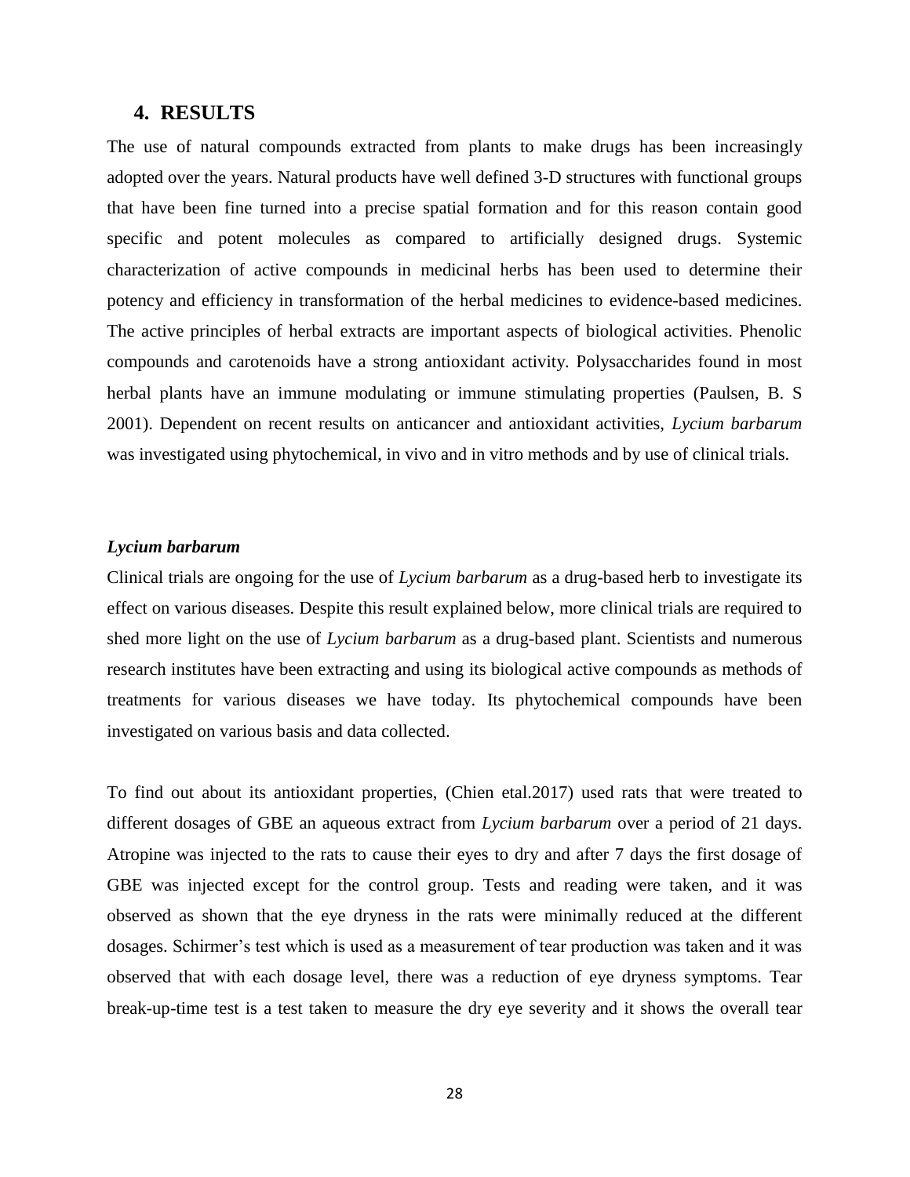## 4. RESULTS

The use of natural compounds extracted from plants to make drugs has been increasingly adopted over the years. Natural products have well defined 3-D structures with functional groups that have been fine turned into a precise spatial formation and for this reason contain good specific and potent molecules as compared to artificially designed drugs. Systemic characterization of active compounds in medicinal herbs has been used to determine their potency and efficiency in transformation of the herbal medicines to evidence-based medicines. The active principles of herbal extracts are important aspects of biological activities. Phenolic compounds and carotenoids have a strong antioxidant activity. Polysaccharides found in most herbal plants have an immune modulating or immune stimulating properties (Paulsen, B. S 2001). Dependent on recent results on anticancer and antioxidant activities, *Lycium barbarum* was investigated using phytochemical, in vivo and in vitro methods and by use of clinical trials.

### *Lycium barbarum*

Clinical trials are ongoing for the use of *Lycium barbarum* as a drug-based herb to investigate its effect on various diseases. Despite this result explained below, more clinical trials are required to shed more light on the use of *Lycium barbarum* as a drug-based plant. Scientists and numerous research institutes have been extracting and using its biological active compounds as methods of treatments for various diseases we have today. Its phytochemical compounds have been investigated on various basis and data collected.

To find out about its antioxidant properties, (Chien etal.2017) used rats that were treated to different dosages of GBE an aqueous extract from *Lycium barbarum* over a period of 21 days. Atropine was injected to the rats to cause their eyes to dry and after 7 days the first dosage of GBE was injected except for the control group. Tests and reading were taken, and it was observed as shown that the eye dryness in the rats were minimally reduced at the different dosages. Schirmer's test which is used as a measurement of tear production was taken and it was observed that with each dosage level, there was a reduction of eye dryness symptoms. Tear break-up-time test is a test taken to measure the dry eye severity and it shows the overall tear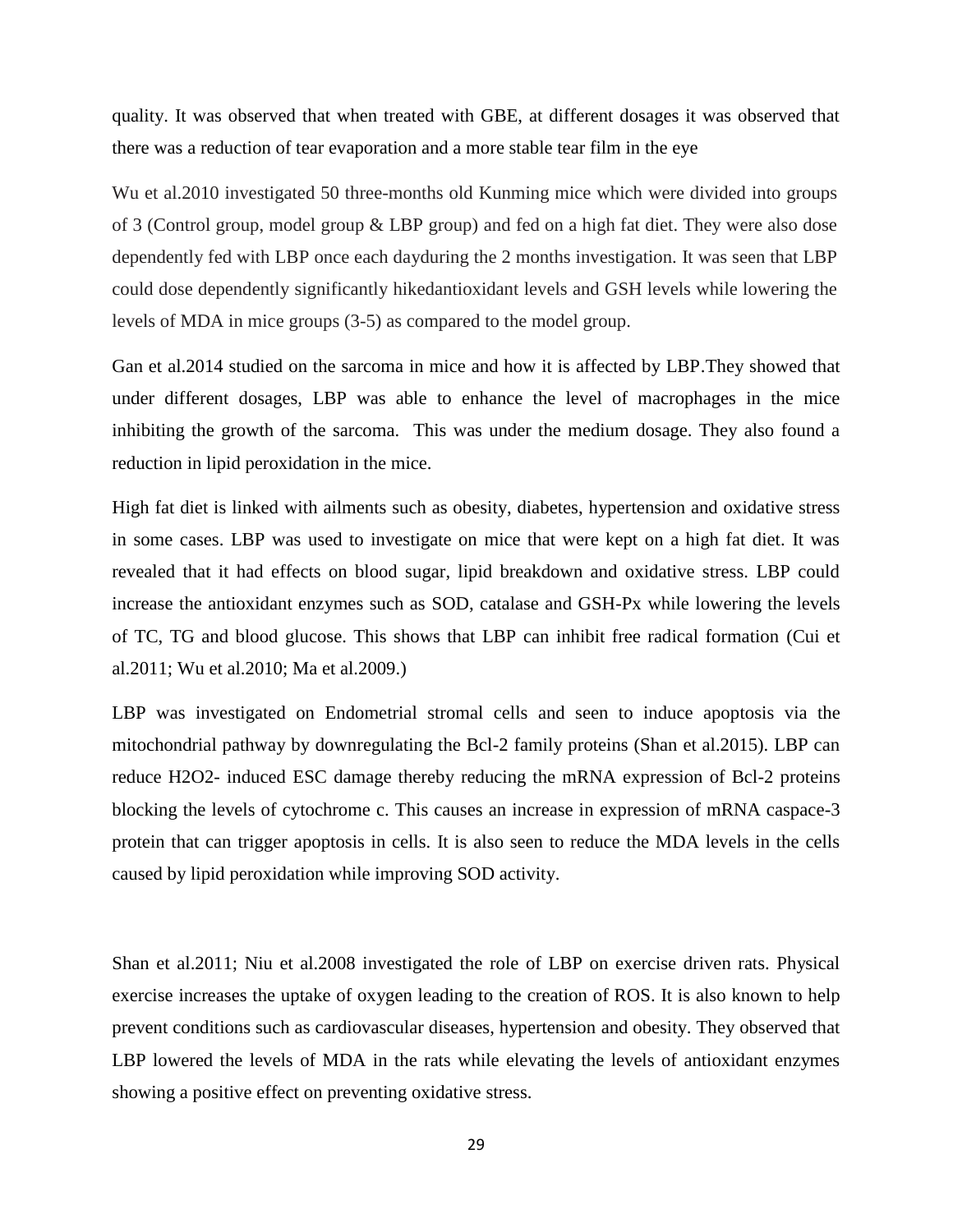quality. It was observed that when treated with GBE, at different dosages it was observed that there was a reduction of tear evaporation and a more stable tear film in the eye

Wu et al.2010 investigated 50 three-months old Kunming mice which were divided into groups of 3 (Control group, model group & LBP group) and fed on a high fat diet. They were also dose dependently fed with LBP once each dayduring the 2 months investigation. It was seen that LBP could dose dependently significantly hikedantioxidant levels and GSH levels while lowering the levels of MDA in mice groups (3-5) as compared to the model group.

Gan et al.2014 studied on the sarcoma in mice and how it is affected by LBP.They showed that under different dosages, LBP was able to enhance the level of macrophages in the mice inhibiting the growth of the sarcoma. This was under the medium dosage. They also found a reduction in lipid peroxidation in the mice.

High fat diet is linked with ailments such as obesity, diabetes, hypertension and oxidative stress in some cases. LBP was used to investigate on mice that were kept on a high fat diet. It was revealed that it had effects on blood sugar, lipid breakdown and oxidative stress. LBP could increase the antioxidant enzymes such as SOD, catalase and GSH-Px while lowering the levels of TC, TG and blood glucose. This shows that LBP can inhibit free radical formation (Cui et al.2011; Wu et al.2010; Ma et al.2009.)

LBP was investigated on Endometrial stromal cells and seen to induce apoptosis via the mitochondrial pathway by downregulating the Bcl-2 family proteins (Shan et al.2015). LBP can reduce $H_2O_2$- induced ESC damage thereby reducing the mRNA expression of Bcl-2 proteins blocking the levels of cytochrome c. This causes an increase in expression of mRNA caspace-3 protein that can trigger apoptosis in cells. It is also seen to reduce the MDA levels in the cells caused by lipid peroxidation while improving SOD activity.

Shan et al.2011; Niu et al.2008 investigated the role of LBP on exercise driven rats. Physical exercise increases the uptake of oxygen leading to the creation of ROS. It is also known to help prevent conditions such as cardiovascular diseases, hypertension and obesity. They observed that LBP lowered the levels of MDA in the rats while elevating the levels of antioxidant enzymes showing a positive effect on preventing oxidative stress.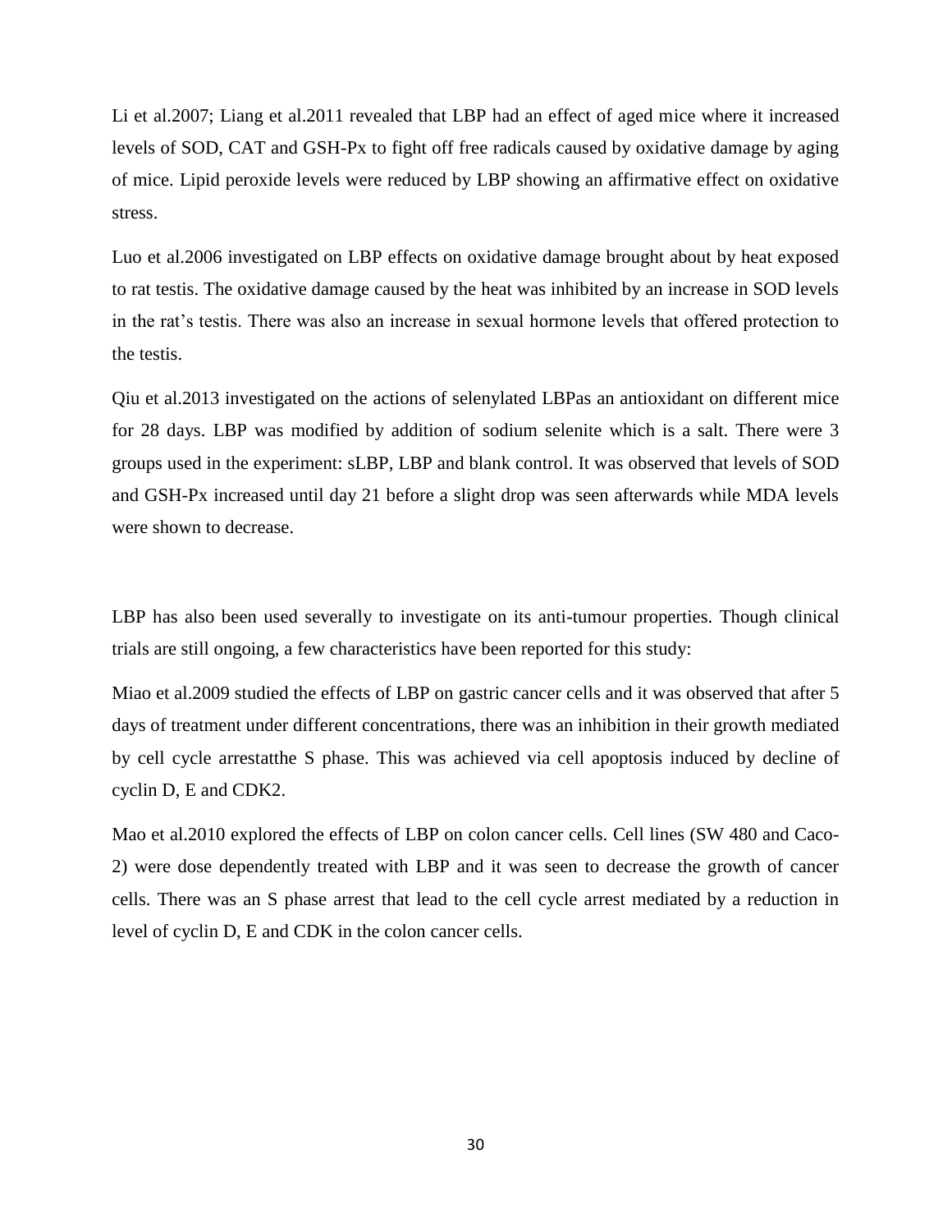Li et al.2007; Liang et al.2011 revealed that LBP had an effect of aged mice where it increased levels of SOD, CAT and GSH-Px to fight off free radicals caused by oxidative damage by aging of mice. Lipid peroxide levels were reduced by LBP showing an affirmative effect on oxidative stress.

Luo et al.2006 investigated on LBP effects on oxidative damage brought about by heat exposed to rat testis. The oxidative damage caused by the heat was inhibited by an increase in SOD levels in the rat's testis. There was also an increase in sexual hormone levels that offered protection to the testis.

Qiu et al.2013 investigated on the actions of selenylated LBPas an antioxidant on different mice for 28 days. LBP was modified by addition of sodium selenite which is a salt. There were 3 groups used in the experiment: sLBP, LBP and blank control. It was observed that levels of SOD and GSH-Px increased until day 21 before a slight drop was seen afterwards while MDA levels were shown to decrease.

LBP has also been used severally to investigate on its anti-tumour properties. Though clinical trials are still ongoing, a few characteristics have been reported for this study:

Miao et al.2009 studied the effects of LBP on gastric cancer cells and it was observed that after 5 days of treatment under different concentrations, there was an inhibition in their growth mediated by cell cycle arrestatthe S phase. This was achieved via cell apoptosis induced by decline of cyclin D, E and CDK2.

Mao et al.2010 explored the effects of LBP on colon cancer cells. Cell lines (SW 480 and Caco-2) were dose dependently treated with LBP and it was seen to decrease the growth of cancer cells. There was an S phase arrest that lead to the cell cycle arrest mediated by a reduction in level of cyclin D, E and CDK in the colon cancer cells.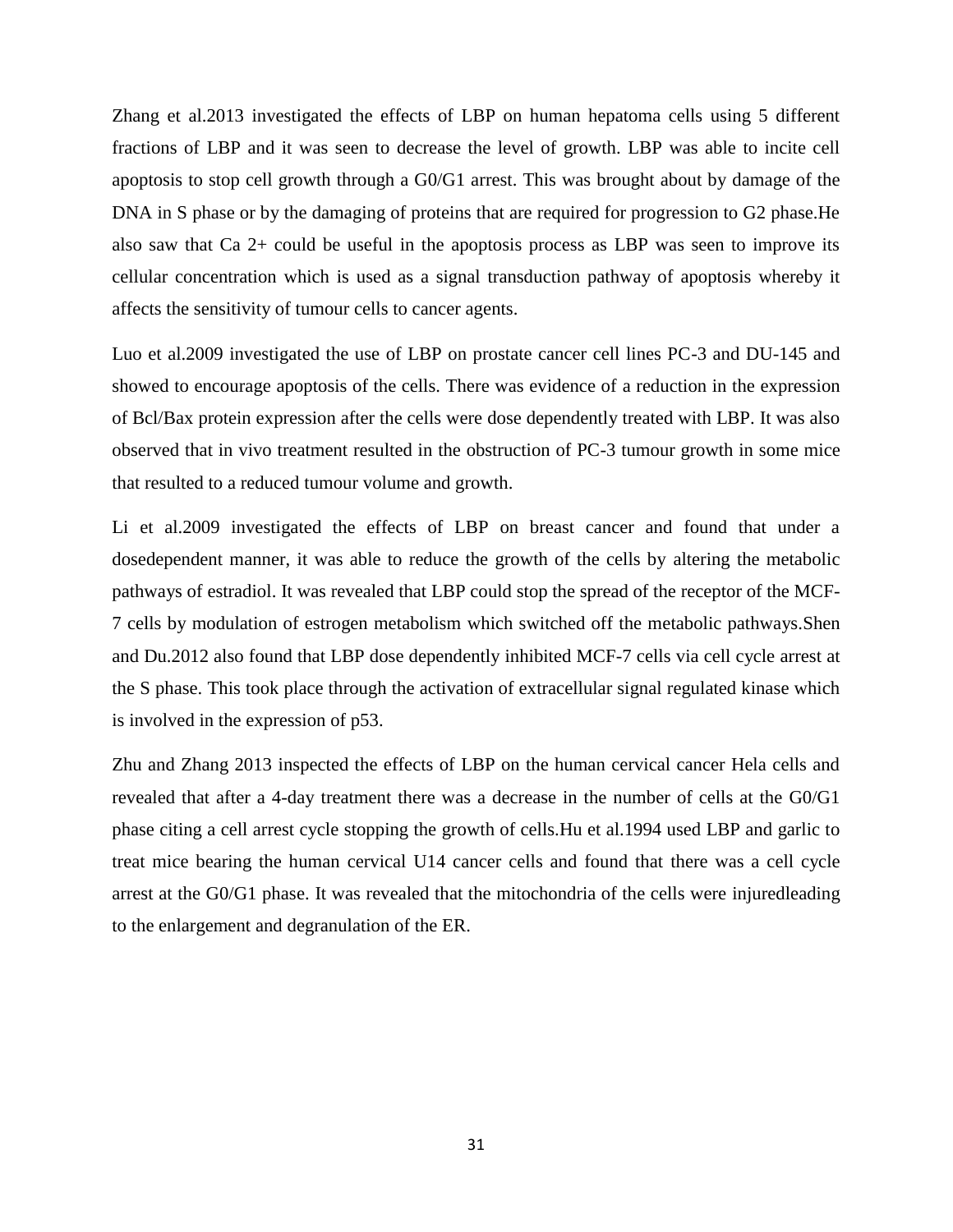Zhang et al.2013 investigated the effects of LBP on human hepatoma cells using 5 different fractions of LBP and it was seen to decrease the level of growth. LBP was able to incite cell apoptosis to stop cell growth through a G0/G1 arrest. This was brought about by damage of the DNA in S phase or by the damaging of proteins that are required for progression to G2 phase.He also saw that Ca 2+ could be useful in the apoptosis process as LBP was seen to improve its cellular concentration which is used as a signal transduction pathway of apoptosis whereby it affects the sensitivity of tumour cells to cancer agents.

Luo et al.2009 investigated the use of LBP on prostate cancer cell lines PC-3 and DU-145 and showed to encourage apoptosis of the cells. There was evidence of a reduction in the expression of Bcl/Bax protein expression after the cells were dose dependently treated with LBP. It was also observed that in vivo treatment resulted in the obstruction of PC-3 tumour growth in some mice that resulted to a reduced tumour volume and growth.

Li et al.2009 investigated the effects of LBP on breast cancer and found that under a dosedependent manner, it was able to reduce the growth of the cells by altering the metabolic pathways of estradiol. It was revealed that LBP could stop the spread of the receptor of the MCF-7 cells by modulation of estrogen metabolism which switched off the metabolic pathways.Shen and Du.2012 also found that LBP dose dependently inhibited MCF-7 cells via cell cycle arrest at the S phase. This took place through the activation of extracellular signal regulated kinase which is involved in the expression of p53.

Zhu and Zhang 2013 inspected the effects of LBP on the human cervical cancer Hela cells and revealed that after a 4-day treatment there was a decrease in the number of cells at the G0/G1 phase citing a cell arrest cycle stopping the growth of cells.Hu et al.1994 used LBP and garlic to treat mice bearing the human cervical U14 cancer cells and found that there was a cell cycle arrest at the G0/G1 phase. It was revealed that the mitochondria of the cells were injuredleading to the enlargement and degranulation of the ER.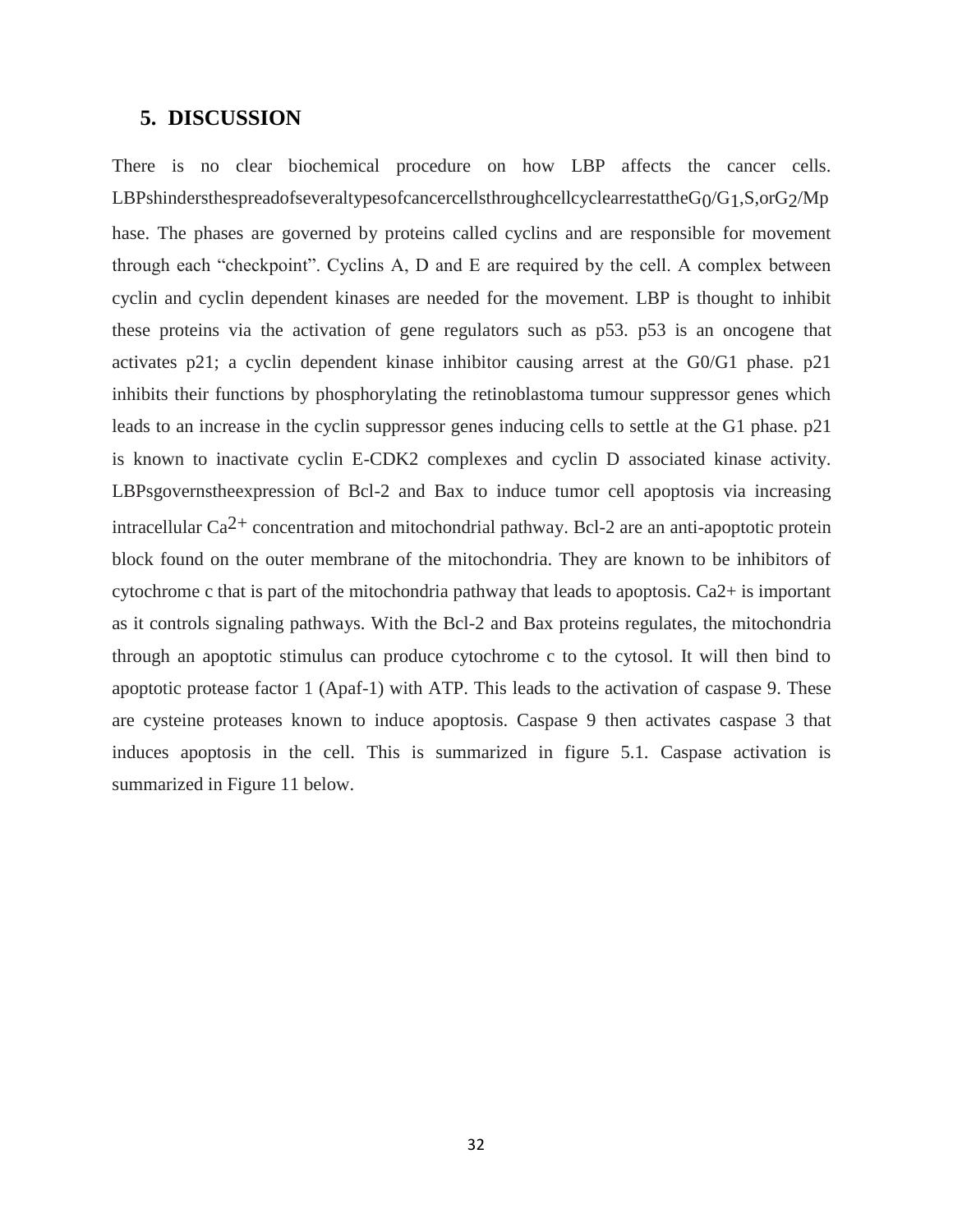## 5. DISCUSSION

There is no clear biochemical procedure on how LBP affects the cancer cells. LBPshindersthespreadofseveraltypesofcancercellsthroughcellcyclearrestattheG$_0$/G$_1$,S,orG$_2$/Mphase. The phases are governed by proteins called cyclins and are responsible for movement through each "checkpoint". Cyclins A, D and E are required by the cell. A complex between cyclin and cyclin dependent kinases are needed for the movement. LBP is thought to inhibit these proteins via the activation of gene regulators such as p53. p53 is an oncogene that activates p21; a cyclin dependent kinase inhibitor causing arrest at the G0/G1 phase. p21 inhibits their functions by phosphorylating the retinoblastoma tumour suppressor genes which leads to an increase in the cyclin suppressor genes inducing cells to settle at the G1 phase. p21 is known to inactivate cyclin E-CDK2 complexes and cyclin D associated kinase activity. LBPsgovernstheexpression of Bcl-2 and Bax to induce tumor cell apoptosis via increasing intracellular $Ca^{2+}$ concentration and mitochondrial pathway. Bcl-2 are an anti-apoptotic protein block found on the outer membrane of the mitochondria. They are known to be inhibitors of cytochrome c that is part of the mitochondria pathway that leads to apoptosis. Ca2+ is important as it controls signaling pathways. With the Bcl-2 and Bax proteins regulates, the mitochondria through an apoptotic stimulus can produce cytochrome c to the cytosol. It will then bind to apoptotic protease factor 1 (Apaf-1) with ATP. This leads to the activation of caspase 9. These are cysteine proteases known to induce apoptosis. Caspase 9 then activates caspase 3 that induces apoptosis in the cell. This is summarized in figure 5.1. Caspase activation is summarized in Figure 11 below.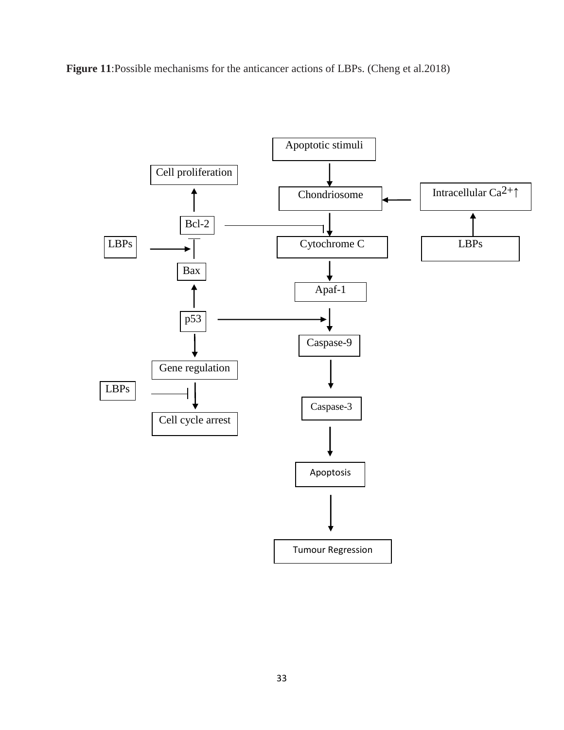**Figure 11**:Possible mechanisms for the anticancer actions of LBPs. (Cheng et al.2018)

Apoptotic stimuli

Cell proliferation

Chondriosome

Intracellular $Ca^{2+}$↑

Bcl-2

LBPs

Cytochrome C

LBPs

Bax

Apaf-1

p53

Caspase-9

Gene regulation

LBPs

Caspase-3

Cell cycle arrest

Apoptosis

Tumour Regression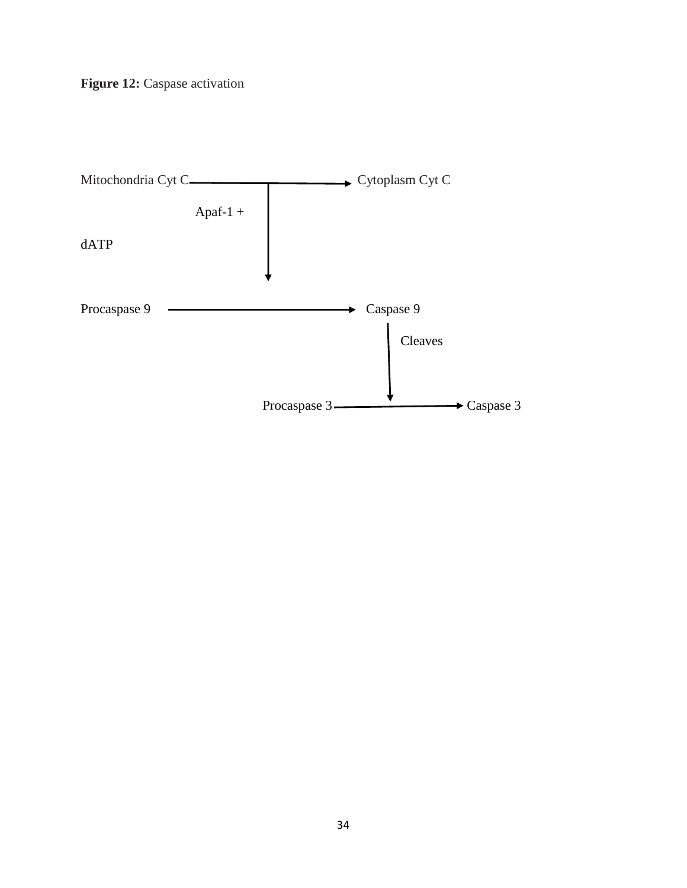**Figure 12:** Caspase activation

Mitochondria Cyt C → Cytoplasm Cyt C

Apaf-1 +

dATP

Procaspase 9 → Caspase 9

Cleaves

Procaspase 3 → Caspase 3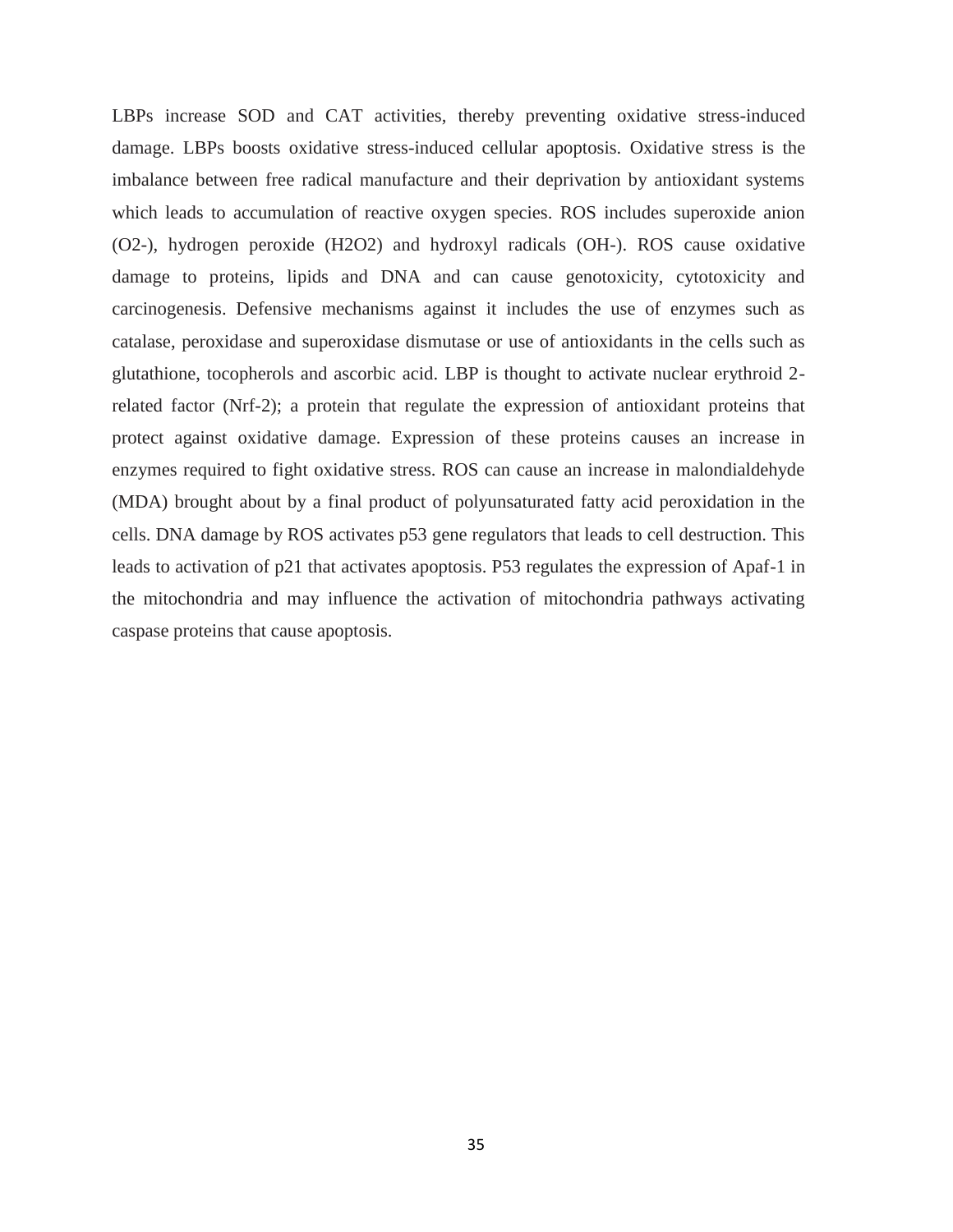LBPs increase SOD and CAT activities, thereby preventing oxidative stress-induced damage. LBPs boosts oxidative stress-induced cellular apoptosis. Oxidative stress is the imbalance between free radical manufacture and their deprivation by antioxidant systems which leads to accumulation of reactive oxygen species. ROS includes superoxide anion ($O_2^-$), hydrogen peroxide ($H_2O_2$) and hydroxyl radicals ($OH^-$). ROS cause oxidative damage to proteins, lipids and DNA and can cause genotoxicity, cytotoxicity and carcinogenesis. Defensive mechanisms against it includes the use of enzymes such as catalase, peroxidase and superoxidase dismutase or use of antioxidants in the cells such as glutathione, tocopherols and ascorbic acid. LBP is thought to activate nuclear erythroid 2-related factor (Nrf-2); a protein that regulate the expression of antioxidant proteins that protect against oxidative damage. Expression of these proteins causes an increase in enzymes required to fight oxidative stress. ROS can cause an increase in malondialdehyde (MDA) brought about by a final product of polyunsaturated fatty acid peroxidation in the cells. DNA damage by ROS activates p53 gene regulators that leads to cell destruction. This leads to activation of p21 that activates apoptosis. P53 regulates the expression of Apaf-1 in the mitochondria and may influence the activation of mitochondria pathways activating caspase proteins that cause apoptosis.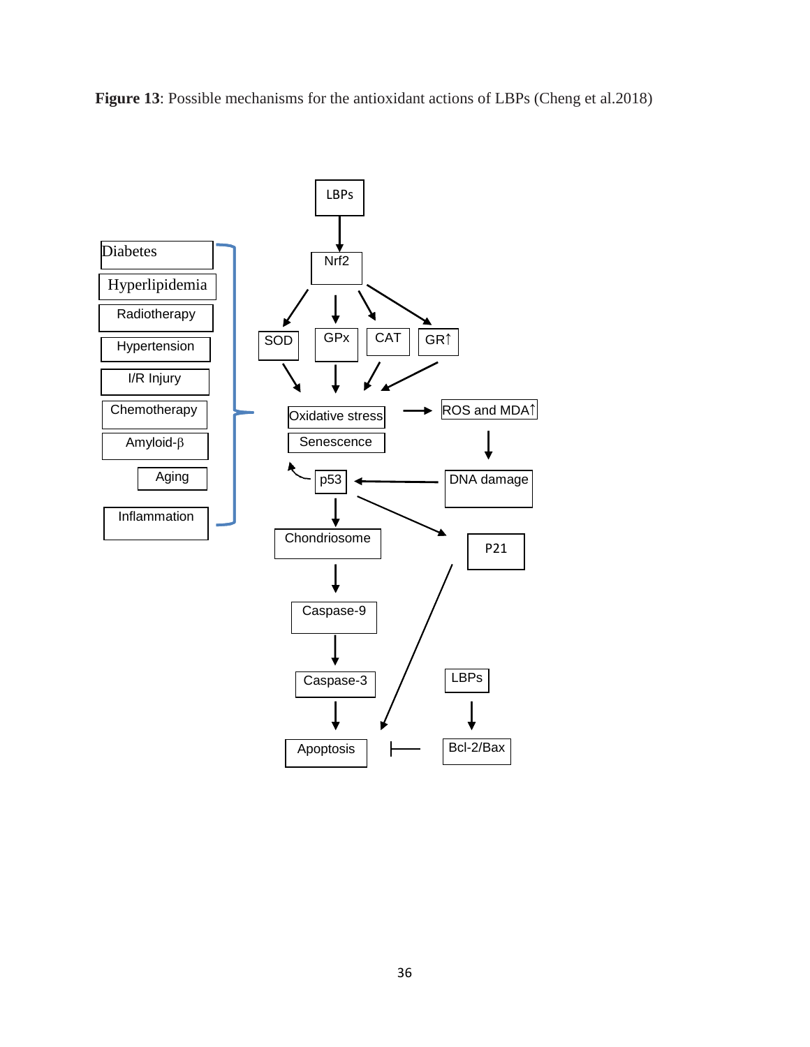**Figure 13**: Possible mechanisms for the antioxidant actions of LBPs (Cheng et al.2018)

LBPs

Nrf2

SOD GPx CAT GR↑

Diabetes

Hyperlipidemia

Radiotherapy

Hypertension

I/R Injury

Chemotherapy

Amyloid-β

Aging

Inflammation

Oxidative stress

Senescence

ROS and MDA↑

p53

DNA damage

Chondriosome

P21

Caspase-9

Caspase-3

LBPs

Apoptosis

Bcl-2/Bax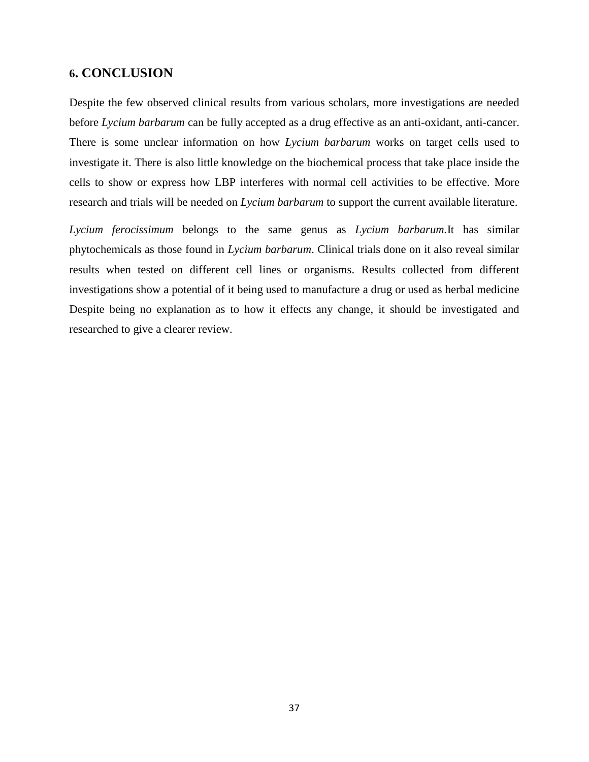## 6. CONCLUSION

Despite the few observed clinical results from various scholars, more investigations are needed before *Lycium barbarum* can be fully accepted as a drug effective as an anti-oxidant, anti-cancer. There is some unclear information on how *Lycium barbarum* works on target cells used to investigate it. There is also little knowledge on the biochemical process that take place inside the cells to show or express how LBP interferes with normal cell activities to be effective. More research and trials will be needed on *Lycium barbarum* to support the current available literature.

*Lycium ferocissimum* belongs to the same genus as *Lycium barbarum.*It has similar phytochemicals as those found in *Lycium barbarum*. Clinical trials done on it also reveal similar results when tested on different cell lines or organisms. Results collected from different investigations show a potential of it being used to manufacture a drug or used as herbal medicine Despite being no explanation as to how it effects any change, it should be investigated and researched to give a clearer review.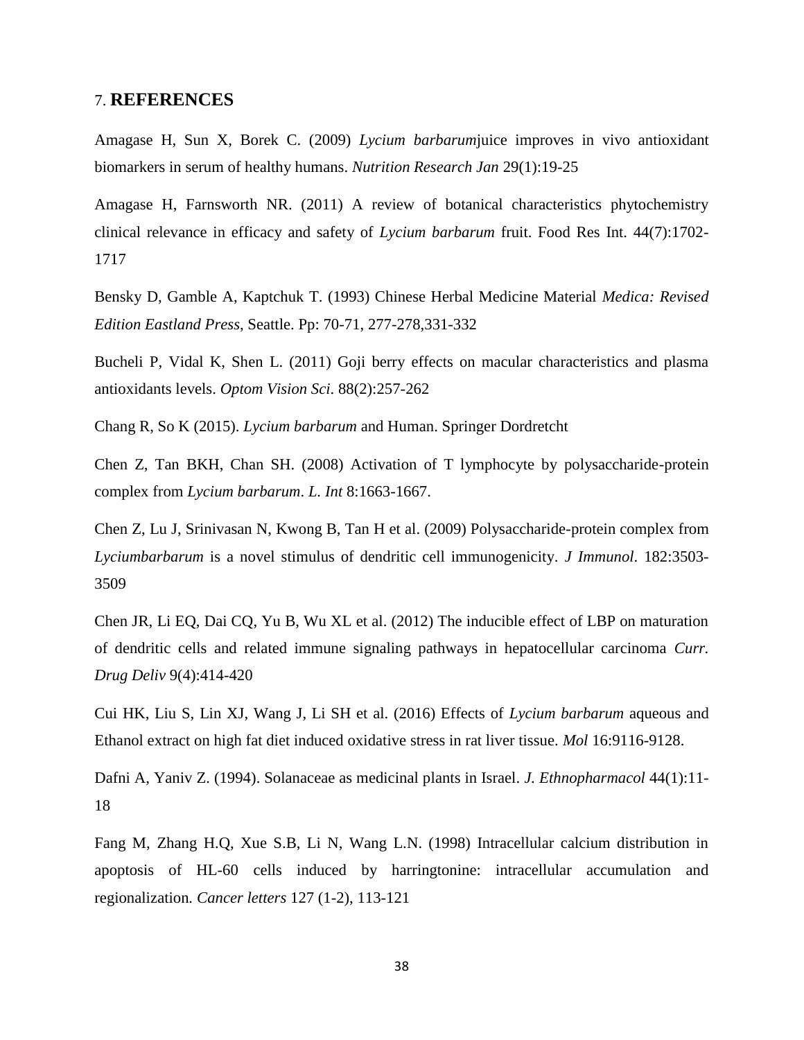## 7. **REFERENCES**

Amagase H, Sun X, Borek C. (2009) *Lycium barbarum*juice improves in vivo antioxidant biomarkers in serum of healthy humans. *Nutrition Research Jan* 29(1):19-25

Amagase H, Farnsworth NR. (2011) A review of botanical characteristics phytochemistry clinical relevance in efficacy and safety of *Lycium barbarum* fruit. Food Res Int. 44(7):1702-1717

Bensky D, Gamble A, Kaptchuk T. (1993) Chinese Herbal Medicine Material *Medica: Revised Edition Eastland Press*, Seattle. Pp: 70-71, 277-278,331-332

Bucheli P, Vidal K, Shen L. (2011) Goji berry effects on macular characteristics and plasma antioxidants levels. *Optom Vision Sci*. 88(2):257-262

Chang R, So K (2015). *Lycium barbarum* and Human. Springer Dordretcht

Chen Z, Tan BKH, Chan SH. (2008) Activation of T lymphocyte by polysaccharide-protein complex from *Lycium barbarum*. *L. Int* 8:1663-1667.

Chen Z, Lu J, Srinivasan N, Kwong B, Tan H et al. (2009) Polysaccharide-protein complex from *Lyciumbarbarum* is a novel stimulus of dendritic cell immunogenicity. *J Immunol*. 182:3503-3509

Chen JR, Li EQ, Dai CQ, Yu B, Wu XL et al. (2012) The inducible effect of LBP on maturation of dendritic cells and related immune signaling pathways in hepatocellular carcinoma *Curr. Drug Deliv* 9(4):414-420

Cui HK, Liu S, Lin XJ, Wang J, Li SH et al. (2016) Effects of *Lycium barbarum* aqueous and Ethanol extract on high fat diet induced oxidative stress in rat liver tissue. *Mol* 16:9116-9128.

Dafni A, Yaniv Z. (1994). Solanaceae as medicinal plants in Israel. *J. Ethnopharmacol* 44(1):11-18

Fang M, Zhang H.Q, Xue S.B, Li N, Wang L.N. (1998) Intracellular calcium distribution in apoptosis of HL-60 cells induced by harringtonine: intracellular accumulation and regionalization. *Cancer letters* 127 (1-2), 113-121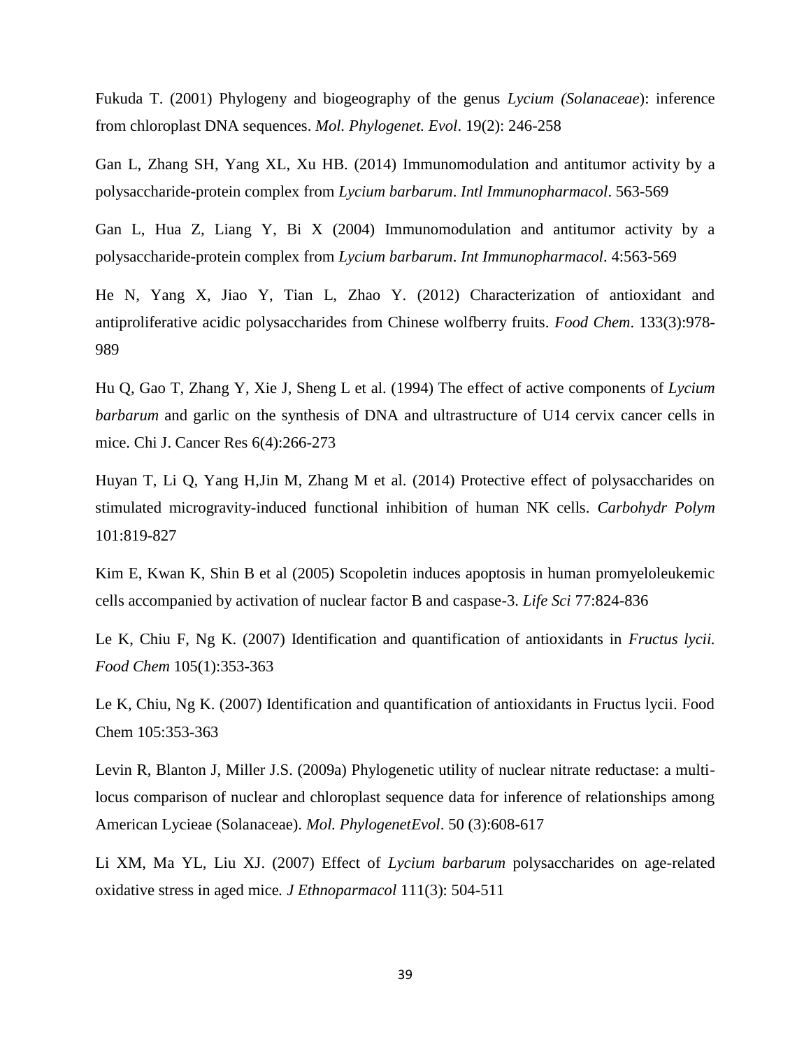Fukuda T. (2001) Phylogeny and biogeography of the genus *Lycium (Solanaceae*): inference from chloroplast DNA sequences. *Mol. Phylogenet. Evol*. 19(2): 246-258

Gan L, Zhang SH, Yang XL, Xu HB. (2014) Immunomodulation and antitumor activity by a polysaccharide-protein complex from *Lycium barbarum*. *Intl Immunopharmacol*. 563-569

Gan L, Hua Z, Liang Y, Bi X (2004) Immunomodulation and antitumor activity by a polysaccharide-protein complex from *Lycium barbarum*. *Int Immunopharmacol*. 4:563-569

He N, Yang X, Jiao Y, Tian L, Zhao Y. (2012) Characterization of antioxidant and antiproliferative acidic polysaccharides from Chinese wolfberry fruits. *Food Chem*. 133(3):978-989

Hu Q, Gao T, Zhang Y, Xie J, Sheng L et al. (1994) The effect of active components of *Lycium barbarum* and garlic on the synthesis of DNA and ultrastructure of U14 cervix cancer cells in mice. Chi J. Cancer Res 6(4):266-273

Huyan T, Li Q, Yang H,Jin M, Zhang M et al. (2014) Protective effect of polysaccharides on stimulated microgravity-induced functional inhibition of human NK cells. *Carbohydr Polym* 101:819-827

Kim E, Kwan K, Shin B et al (2005) Scopoletin induces apoptosis in human promyeloleukemic cells accompanied by activation of nuclear factor B and caspase-3. *Life Sci* 77:824-836

Le K, Chiu F, Ng K. (2007) Identification and quantification of antioxidants in *Fructus lycii. Food Chem* 105(1):353-363

Le K, Chiu, Ng K. (2007) Identification and quantification of antioxidants in Fructus lycii. Food Chem 105:353-363

Levin R, Blanton J, Miller J.S. (2009a) Phylogenetic utility of nuclear nitrate reductase: a multi-locus comparison of nuclear and chloroplast sequence data for inference of relationships among American Lycieae (Solanaceae). *Mol. PhylogenetEvol*. 50 (3):608-617

Li XM, Ma YL, Liu XJ. (2007) Effect of *Lycium barbarum* polysaccharides on age-related oxidative stress in aged mice*. J Ethnoparmacol* 111(3): 504-511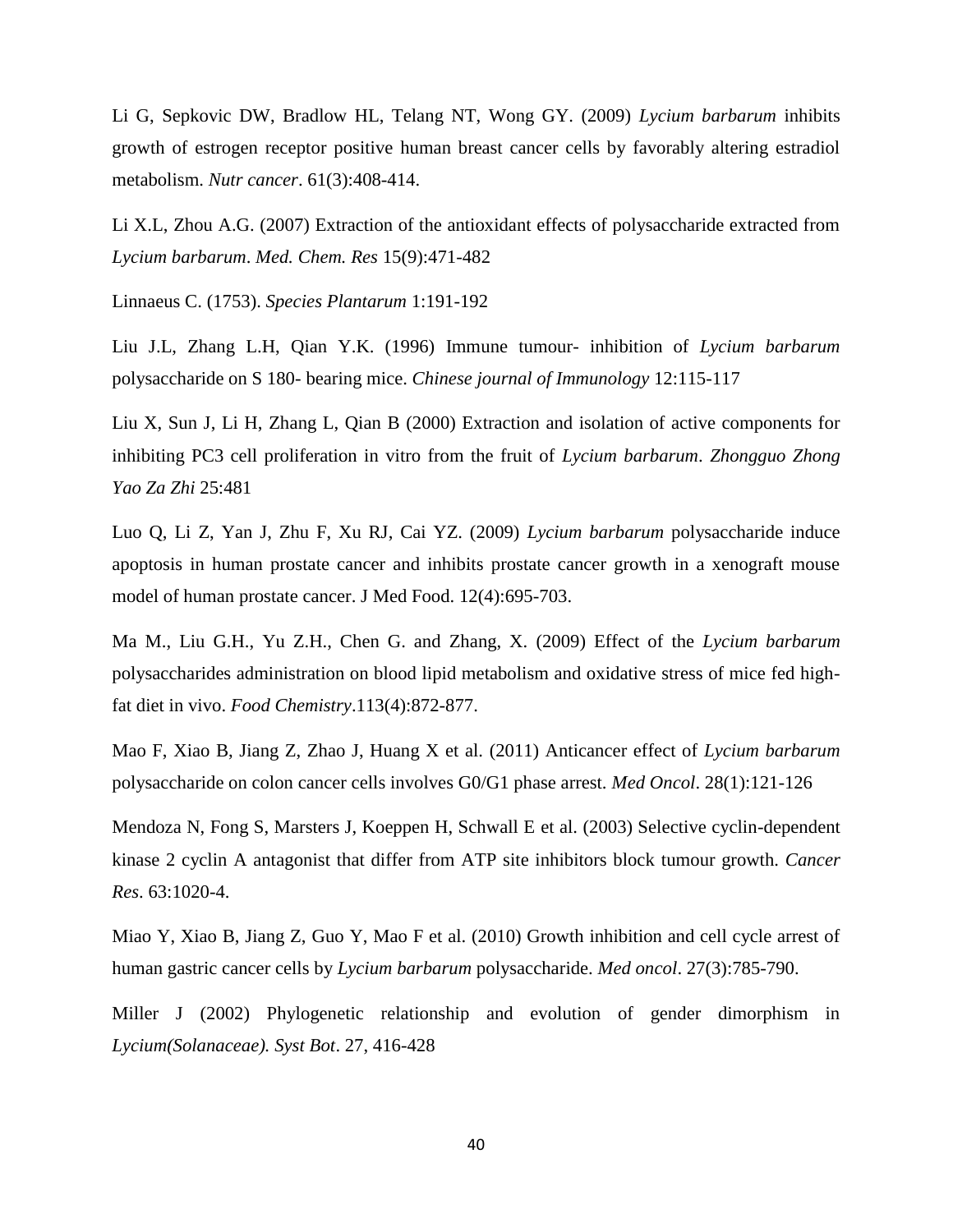Li G, Sepkovic DW, Bradlow HL, Telang NT, Wong GY. (2009) *Lycium barbarum* inhibits growth of estrogen receptor positive human breast cancer cells by favorably altering estradiol metabolism. *Nutr cancer*. 61(3):408-414.

Li X.L, Zhou A.G. (2007) Extraction of the antioxidant effects of polysaccharide extracted from *Lycium barbarum*. *Med. Chem. Res* 15(9):471-482

Linnaeus C. (1753). *Species Plantarum* 1:191-192

Liu J.L, Zhang L.H, Qian Y.K. (1996) Immune tumour- inhibition of *Lycium barbarum* polysaccharide on S 180- bearing mice. *Chinese journal of Immunology* 12:115-117

Liu X, Sun J, Li H, Zhang L, Qian B (2000) Extraction and isolation of active components for inhibiting PC3 cell proliferation in vitro from the fruit of *Lycium barbarum*. *Zhongguo Zhong Yao Za Zhi* 25:481

Luo Q, Li Z, Yan J, Zhu F, Xu RJ, Cai YZ. (2009) *Lycium barbarum* polysaccharide induce apoptosis in human prostate cancer and inhibits prostate cancer growth in a xenograft mouse model of human prostate cancer. J Med Food. 12(4):695-703.

Ma M., Liu G.H., Yu Z.H., Chen G. and Zhang, X. (2009) Effect of the *Lycium barbarum* polysaccharides administration on blood lipid metabolism and oxidative stress of mice fed high-fat diet in vivo. *Food Chemistry*.113(4):872-877.

Mao F, Xiao B, Jiang Z, Zhao J, Huang X et al. (2011) Anticancer effect of *Lycium barbarum* polysaccharide on colon cancer cells involves G0/G1 phase arrest. *Med Oncol*. 28(1):121-126

Mendoza N, Fong S, Marsters J, Koeppen H, Schwall E et al. (2003) Selective cyclin-dependent kinase 2 cyclin A antagonist that differ from ATP site inhibitors block tumour growth. *Cancer Res*. 63:1020-4.

Miao Y, Xiao B, Jiang Z, Guo Y, Mao F et al. (2010) Growth inhibition and cell cycle arrest of human gastric cancer cells by *Lycium barbarum* polysaccharide. *Med oncol*. 27(3):785-790.

Miller J (2002) Phylogenetic relationship and evolution of gender dimorphism in *Lycium(Solanaceae). Syst Bot*. 27, 416-428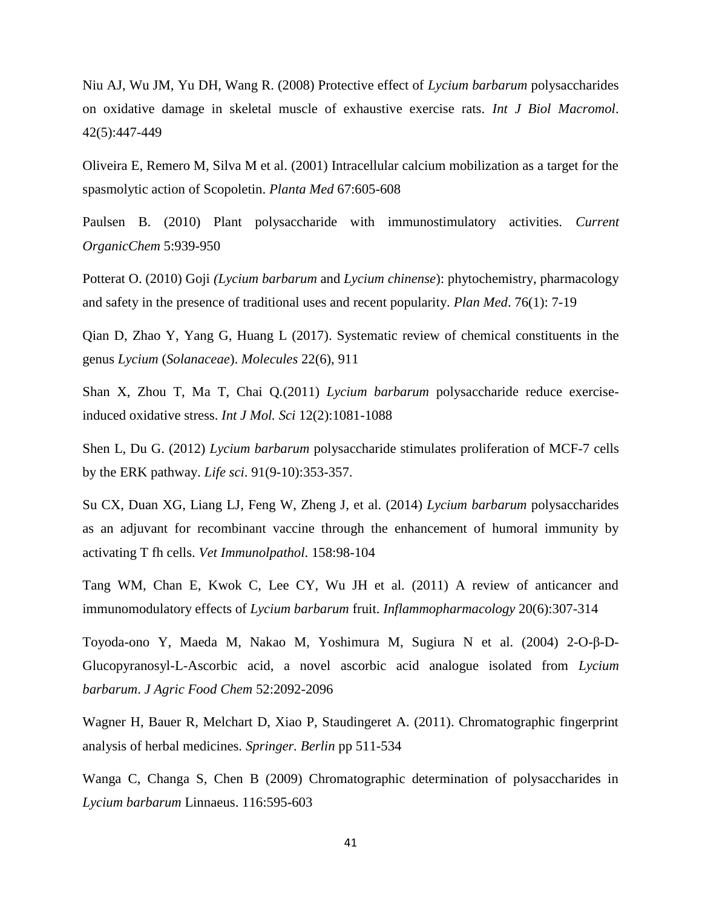Niu AJ, Wu JM, Yu DH, Wang R. (2008) Protective effect of *Lycium barbarum* polysaccharides on oxidative damage in skeletal muscle of exhaustive exercise rats. *Int J Biol Macromol*. 42(5):447-449

Oliveira E, Remero M, Silva M et al. (2001) Intracellular calcium mobilization as a target for the spasmolytic action of Scopoletin. *Planta Med* 67:605-608

Paulsen B. (2010) Plant polysaccharide with immunostimulatory activities. *Current OrganicChem* 5:939-950

Potterat O. (2010) Goji *(Lycium barbarum* and *Lycium chinense*): phytochemistry, pharmacology and safety in the presence of traditional uses and recent popularity. *Plan Med*. 76(1): 7-19

Qian D, Zhao Y, Yang G, Huang L (2017). Systematic review of chemical constituents in the genus *Lycium* (*Solanaceae*). *Molecules* 22(6), 911

Shan X, Zhou T, Ma T, Chai Q.(2011) *Lycium barbarum* polysaccharide reduce exercise-induced oxidative stress. *Int J Mol. Sci* 12(2):1081-1088

Shen L, Du G. (2012) *Lycium barbarum* polysaccharide stimulates proliferation of MCF-7 cells by the ERK pathway. *Life sci*. 91(9-10):353-357.

Su CX, Duan XG, Liang LJ, Feng W, Zheng J, et al. (2014) *Lycium barbarum* polysaccharides as an adjuvant for recombinant vaccine through the enhancement of humoral immunity by activating T fh cells. *Vet Immunolpathol*. 158:98-104

Tang WM, Chan E, Kwok C, Lee CY, Wu JH et al. (2011) A review of anticancer and immunomodulatory effects of *Lycium barbarum* fruit. *Inflammopharmacology* 20(6):307-314

Toyoda-ono Y, Maeda M, Nakao M, Yoshimura M, Sugiura N et al. (2004) 2-O-β-D-Glucopyranosyl-L-Ascorbic acid, a novel ascorbic acid analogue isolated from *Lycium barbarum*. *J Agric Food Chem* 52:2092-2096

Wagner H, Bauer R, Melchart D, Xiao P, Staudingeret A. (2011). Chromatographic fingerprint analysis of herbal medicines. *Springer. Berlin* pp 511-534

Wanga C, Changa S, Chen B (2009) Chromatographic determination of polysaccharides in *Lycium barbarum* Linnaeus. 116:595-603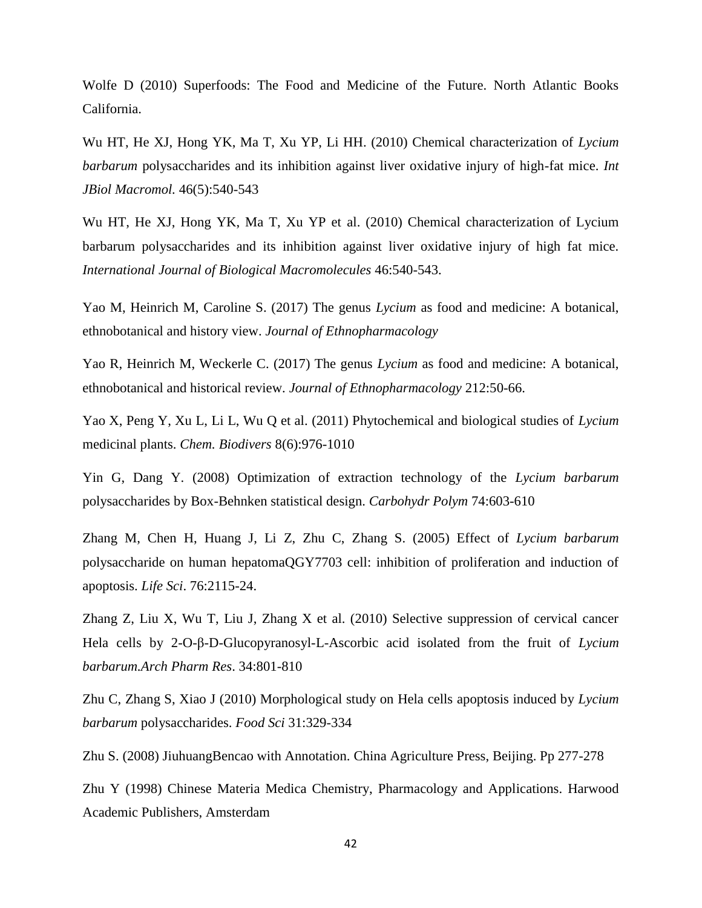Wolfe D (2010) Superfoods: The Food and Medicine of the Future. North Atlantic Books California.

Wu HT, He XJ, Hong YK, Ma T, Xu YP, Li HH. (2010) Chemical characterization of *Lycium barbarum* polysaccharides and its inhibition against liver oxidative injury of high-fat mice. *Int JBiol Macromol.* 46(5):540-543

Wu HT, He XJ, Hong YK, Ma T, Xu YP et al. (2010) Chemical characterization of Lycium barbarum polysaccharides and its inhibition against liver oxidative injury of high fat mice. *International Journal of Biological Macromolecules* 46:540-543.

Yao M, Heinrich M, Caroline S. (2017) The genus *Lycium* as food and medicine: A botanical, ethnobotanical and history view. *Journal of Ethnopharmacology*

Yao R, Heinrich M, Weckerle C. (2017) The genus *Lycium* as food and medicine: A botanical, ethnobotanical and historical review. *Journal of Ethnopharmacology* 212:50-66.

Yao X, Peng Y, Xu L, Li L, Wu Q et al. (2011) Phytochemical and biological studies of *Lycium* medicinal plants. *Chem. Biodivers* 8(6):976-1010

Yin G, Dang Y. (2008) Optimization of extraction technology of the *Lycium barbarum* polysaccharides by Box-Behnken statistical design. *Carbohydr Polym* 74:603-610

Zhang M, Chen H, Huang J, Li Z, Zhu C, Zhang S. (2005) Effect of *Lycium barbarum* polysaccharide on human hepatomaQGY7703 cell: inhibition of proliferation and induction of apoptosis. *Life Sci*. 76:2115-24.

Zhang Z, Liu X, Wu T, Liu J, Zhang X et al. (2010) Selective suppression of cervical cancer Hela cells by 2-O-β-D-Glucopyranosyl-L-Ascorbic acid isolated from the fruit of *Lycium barbarum.Arch Pharm Res*. 34:801-810

Zhu C, Zhang S, Xiao J (2010) Morphological study on Hela cells apoptosis induced by *Lycium barbarum* polysaccharides. *Food Sci* 31:329-334

Zhu S. (2008) JiuhuangBencao with Annotation. China Agriculture Press, Beijing. Pp 277-278

Zhu Y (1998) Chinese Materia Medica Chemistry, Pharmacology and Applications. Harwood Academic Publishers, Amsterdam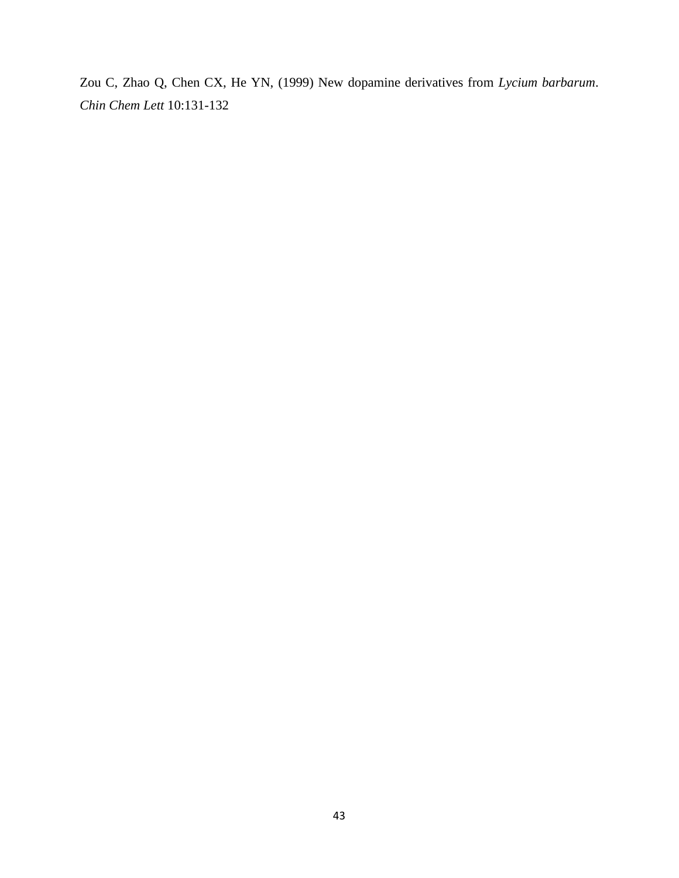Zou C, Zhao Q, Chen CX, He YN, (1999) New dopamine derivatives from *Lycium barbarum*. *Chin Chem Lett* 10:131-132